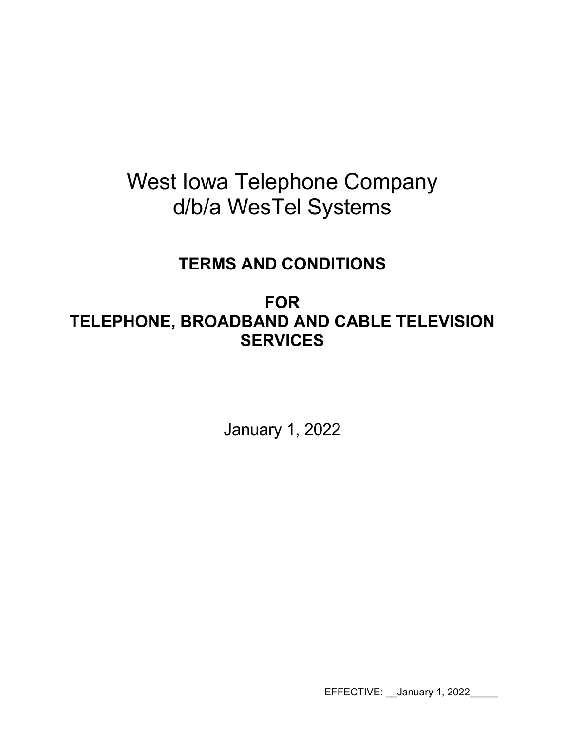# West Iowa Telephone Company
# d/b/a WesTel Systems

## TERMS AND CONDITIONS

## FOR
## TELEPHONE, BROADBAND AND CABLE TELEVISION SERVICES

January 1, 2022

EFFECTIVE: January 1, 2022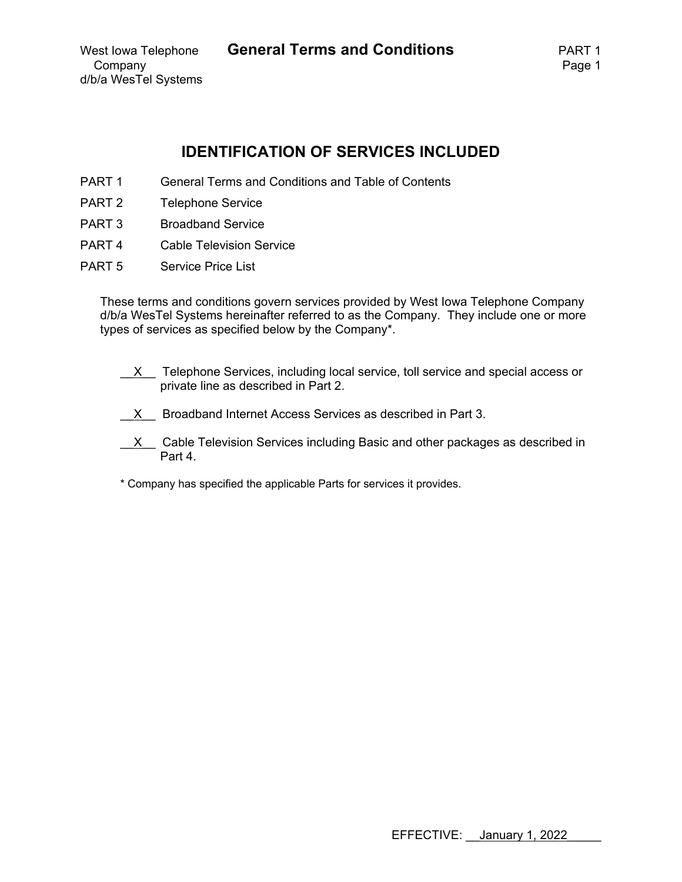## IDENTIFICATION OF SERVICES INCLUDED

| | |
|---|---|
| PART 1 | General Terms and Conditions and Table of Contents |
| PART 2 | Telephone Service |
| PART 3 | Broadband Service |
| PART 4 | Cable Television Service |
| PART 5 | Service Price List |

These terms and conditions govern services provided by West Iowa Telephone Company d/b/a WesTel Systems hereinafter referred to as the Company. They include one or more types of services as specified below by the Company*.

__X__ Telephone Services, including local service, toll service and special access or private line as described in Part 2.

__X__ Broadband Internet Access Services as described in Part 3.

__X__ Cable Television Services including Basic and other packages as described in Part 4.

* Company has specified the applicable Parts for services it provides.

EFFECTIVE: January 1, 2022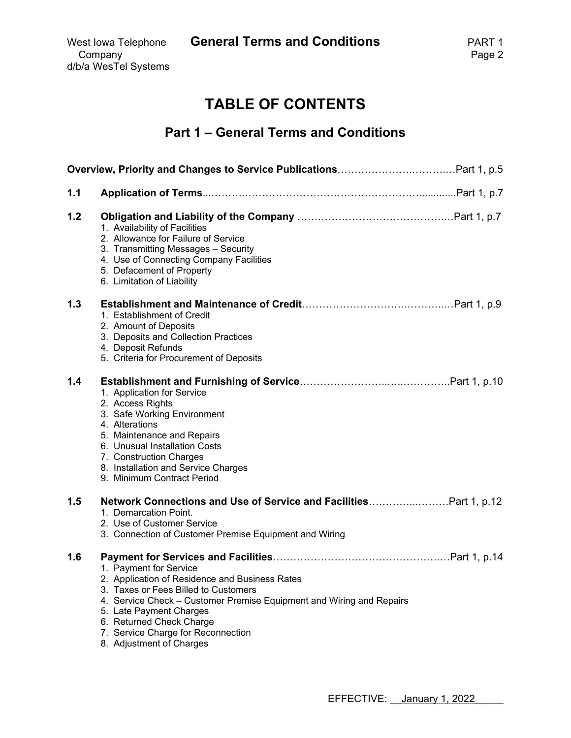# TABLE OF CONTENTS

## Part 1 – General Terms and Conditions

**Overview, Priority and Changes to Service Publications**……………….………….Part 1, p.5

**1.1 Application of Terms**...……….…………………………………………….............Part 1, p.7

**1.2 Obligation and Liability of the Company** ……………………………………….Part 1, p.7

1. Availability of Facilities
2. Allowance for Failure of Service
3. Transmitting Messages – Security
4. Use of Connecting Company Facilities
5. Defacement of Property
6. Limitation of Liability

**1.3 Establishment and Maintenance of Credit**…………………………….………..…Part 1, p.9

1. Establishment of Credit
2. Amount of Deposits
3. Deposits and Collection Practices
4. Deposit Refunds
5. Criteria for Procurement of Deposits

**1.4 Establishment and Furnishing of Service**……………………..…..…………..Part 1, p.10

1. Application for Service
2. Access Rights
3. Safe Working Environment
4. Alterations
5. Maintenance and Repairs
6. Unusual Installation Costs
7. Construction Charges
8. Installation and Service Charges
9. Minimum Contract Period

**1.5 Network Connections and Use of Service and Facilities**…………..………Part 1, p.12

1. Demarcation Point.
2. Use of Customer Service
3. Connection of Customer Premise Equipment and Wiring

**1.6 Payment for Services and Facilities**…………………………………………….Part 1, p.14

1. Payment for Service
2. Application of Residence and Business Rates
3. Taxes or Fees Billed to Customers
4. Service Check – Customer Premise Equipment and Wiring and Repairs
5. Late Payment Charges
6. Returned Check Charge
7. Service Charge for Reconnection
8. Adjustment of Charges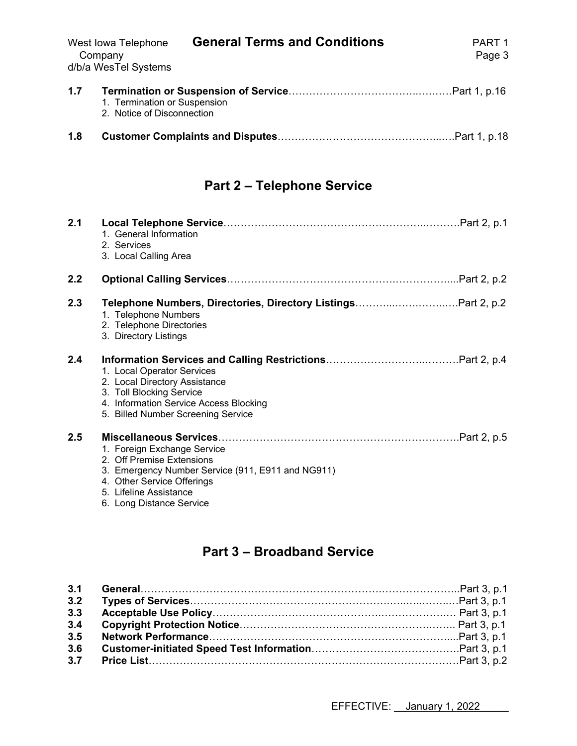**1.7 Termination or Suspension of Service** ……………………………………Part 1, p.16

1. Termination or Suspension
2. Notice of Disconnection

**1.8 Customer Complaints and Disputes** ……………………………………Part 1, p.18

## Part 2 – Telephone Service

**2.1 Local Telephone Service** ……………………………………Part 2, p.1

1. General Information
2. Services
3. Local Calling Area

**2.2 Optional Calling Services** ……………………………………Part 2, p.2

**2.3 Telephone Numbers, Directories, Directory Listings** ……………………………………Part 2, p.2

1. Telephone Numbers
2. Telephone Directories
3. Directory Listings

**2.4 Information Services and Calling Restrictions** ……………………………………Part 2, p.4

1. Local Operator Services
2. Local Directory Assistance
3. Toll Blocking Service
4. Information Service Access Blocking
5. Billed Number Screening Service

**2.5 Miscellaneous Services** ……………………………………Part 2, p.5

1. Foreign Exchange Service
2. Off Premise Extensions
3. Emergency Number Service (911, E911 and NG911)
4. Other Service Offerings
5. Lifeline Assistance
6. Long Distance Service

## Part 3 – Broadband Service

**3.1 General** ……………………………………Part 3, p.1

**3.2 Types of Services** ……………………………………Part 3, p.1

**3.3 Acceptable Use Policy** ……………………………………Part 3, p.1

**3.4 Copyright Protection Notice** ……………………………………Part 3, p.1

**3.5 Network Performance** ……………………………………Part 3, p.1

**3.6 Customer-initiated Speed Test Information** ……………………………………Part 3, p.1

**3.7 Price List** ……………………………………Part 3, p.2

EFFECTIVE: January 1, 2022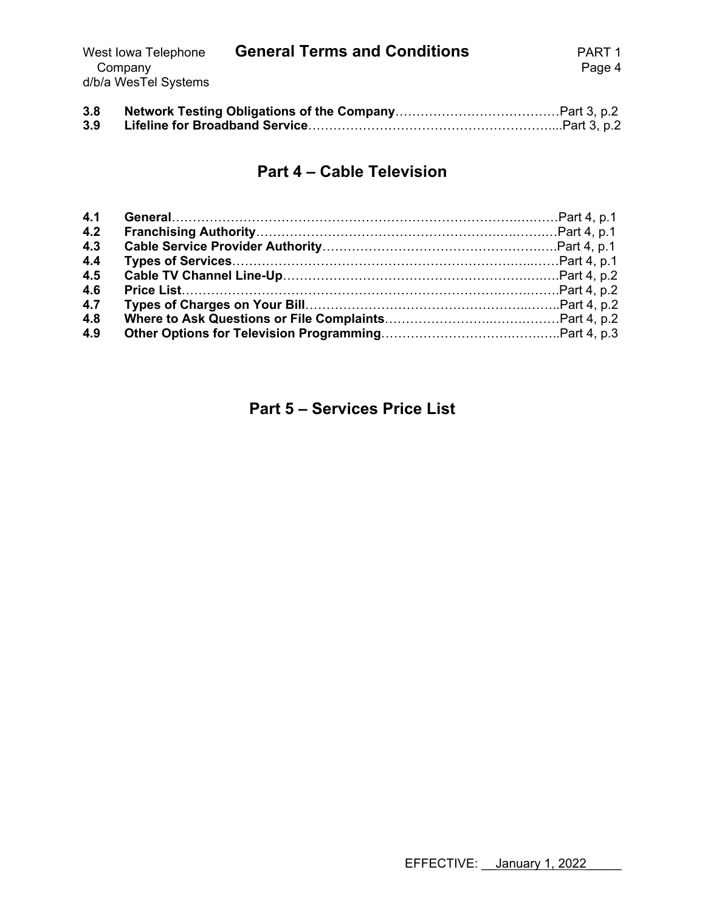**3.8 Network Testing Obligations of the Company**……………………………… Part 3, p.2
**3.9 Lifeline for Broadband Service**…………………………………………………... Part 3, p.2

## Part 4 – Cable Television

**4.1 General**…………………………………………………………………………… Part 4, p.1
**4.2 Franchising Authority**………………………………………………………… Part 4, p.1
**4.3 Cable Service Provider Authority**…………………………………………… Part 4, p.1
**4.4 Types of Services**……………………………………………………………… Part 4, p.1
**4.5 Cable TV Channel Line-Up**……………………………………………………. Part 4, p.2
**4.6 Price List**………………………………………………………………………… Part 4, p.2
**4.7 Types of Charges on Your Bill**……………………………………………… Part 4, p.2
**4.8 Where to Ask Questions or File Complaints**……………………………… Part 4, p.2
**4.9 Other Options for Television Programming**…………………………… Part 4, p.3

## Part 5 – Services Price List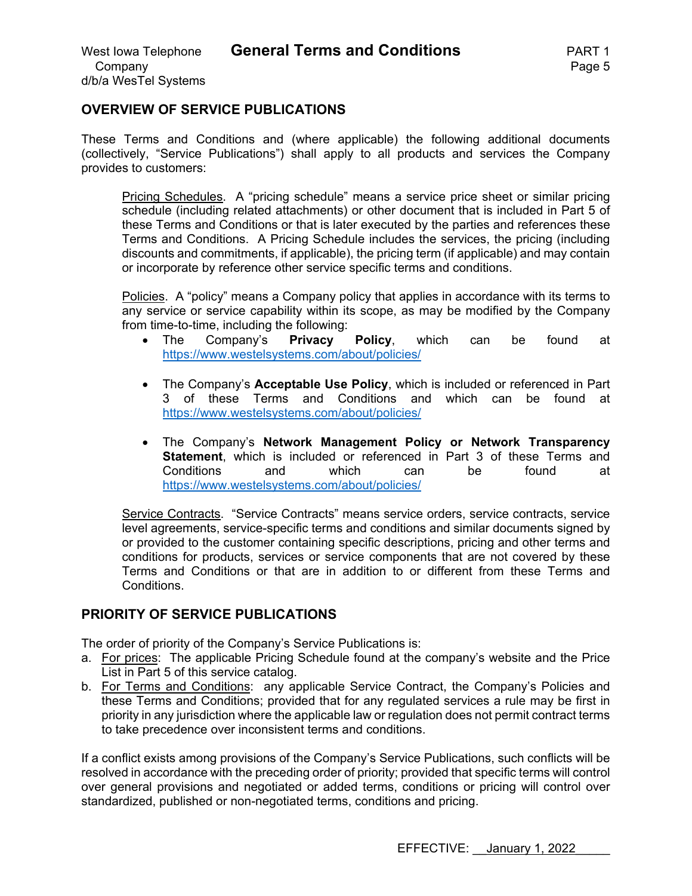## OVERVIEW OF SERVICE PUBLICATIONS

These Terms and Conditions and (where applicable) the following additional documents (collectively, "Service Publications") shall apply to all products and services the Company provides to customers:

Pricing Schedules. A "pricing schedule" means a service price sheet or similar pricing schedule (including related attachments) or other document that is included in Part 5 of these Terms and Conditions or that is later executed by the parties and references these Terms and Conditions. A Pricing Schedule includes the services, the pricing (including discounts and commitments, if applicable), the pricing term (if applicable) and may contain or incorporate by reference other service specific terms and conditions.

Policies. A "policy" means a Company policy that applies in accordance with its terms to any service or service capability within its scope, as may be modified by the Company from time-to-time, including the following:

- The Company's **Privacy Policy**, which can be found at https://www.westelsystems.com/about/policies/
- The Company's **Acceptable Use Policy**, which is included or referenced in Part 3 of these Terms and Conditions and which can be found at https://www.westelsystems.com/about/policies/
- The Company's **Network Management Policy or Network Transparency Statement**, which is included or referenced in Part 3 of these Terms and Conditions and which can be found at https://www.westelsystems.com/about/policies/

Service Contracts. "Service Contracts" means service orders, service contracts, service level agreements, service-specific terms and conditions and similar documents signed by or provided to the customer containing specific descriptions, pricing and other terms and conditions for products, services or service components that are not covered by these Terms and Conditions or that are in addition to or different from these Terms and Conditions.

## PRIORITY OF SERVICE PUBLICATIONS

The order of priority of the Company's Service Publications is:

a. For prices: The applicable Pricing Schedule found at the company's website and the Price List in Part 5 of this service catalog.
b. For Terms and Conditions: any applicable Service Contract, the Company's Policies and these Terms and Conditions; provided that for any regulated services a rule may be first in priority in any jurisdiction where the applicable law or regulation does not permit contract terms to take precedence over inconsistent terms and conditions.

If a conflict exists among provisions of the Company's Service Publications, such conflicts will be resolved in accordance with the preceding order of priority; provided that specific terms will control over general provisions and negotiated or added terms, conditions or pricing will control over standardized, published or non-negotiated terms, conditions and pricing.

EFFECTIVE: January 1, 2022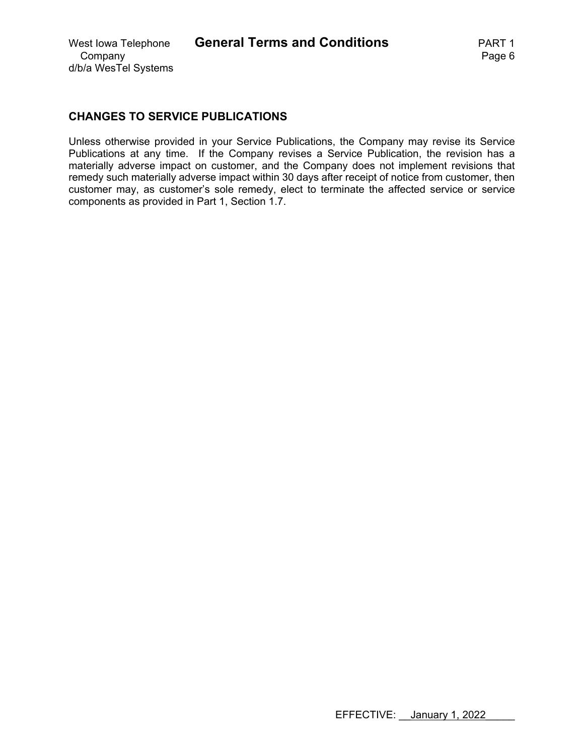## CHANGES TO SERVICE PUBLICATIONS

Unless otherwise provided in your Service Publications, the Company may revise its Service Publications at any time. If the Company revises a Service Publication, the revision has a materially adverse impact on customer, and the Company does not implement revisions that remedy such materially adverse impact within 30 days after receipt of notice from customer, then customer may, as customer's sole remedy, elect to terminate the affected service or service components as provided in Part 1, Section 1.7.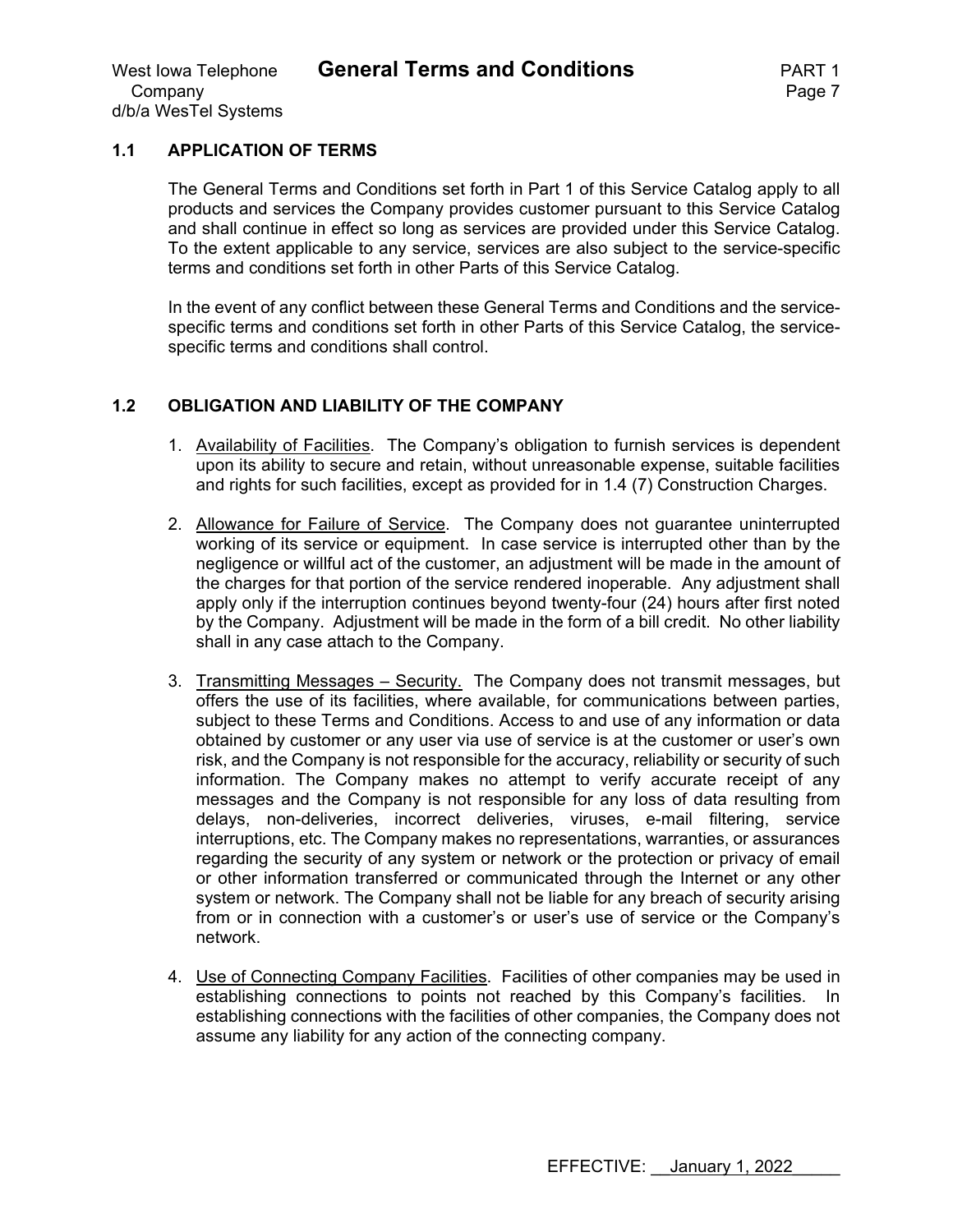## 1.1 APPLICATION OF TERMS

The General Terms and Conditions set forth in Part 1 of this Service Catalog apply to all products and services the Company provides customer pursuant to this Service Catalog and shall continue in effect so long as services are provided under this Service Catalog. To the extent applicable to any service, services are also subject to the service-specific terms and conditions set forth in other Parts of this Service Catalog.

In the event of any conflict between these General Terms and Conditions and the service-specific terms and conditions set forth in other Parts of this Service Catalog, the service-specific terms and conditions shall control.

## 1.2 OBLIGATION AND LIABILITY OF THE COMPANY

1. Availability of Facilities. The Company's obligation to furnish services is dependent upon its ability to secure and retain, without unreasonable expense, suitable facilities and rights for such facilities, except as provided for in 1.4 (7) Construction Charges.

2. Allowance for Failure of Service. The Company does not guarantee uninterrupted working of its service or equipment. In case service is interrupted other than by the negligence or willful act of the customer, an adjustment will be made in the amount of the charges for that portion of the service rendered inoperable. Any adjustment shall apply only if the interruption continues beyond twenty-four (24) hours after first noted by the Company. Adjustment will be made in the form of a bill credit. No other liability shall in any case attach to the Company.

3. Transmitting Messages – Security. The Company does not transmit messages, but offers the use of its facilities, where available, for communications between parties, subject to these Terms and Conditions. Access to and use of any information or data obtained by customer or any user via use of service is at the customer or user's own risk, and the Company is not responsible for the accuracy, reliability or security of such information. The Company makes no attempt to verify accurate receipt of any messages and the Company is not responsible for any loss of data resulting from delays, non-deliveries, incorrect deliveries, viruses, e-mail filtering, service interruptions, etc. The Company makes no representations, warranties, or assurances regarding the security of any system or network or the protection or privacy of email or other information transferred or communicated through the Internet or any other system or network. The Company shall not be liable for any breach of security arising from or in connection with a customer's or user's use of service or the Company's network.

4. Use of Connecting Company Facilities. Facilities of other companies may be used in establishing connections to points not reached by this Company's facilities. In establishing connections with the facilities of other companies, the Company does not assume any liability for any action of the connecting company.

EFFECTIVE: January 1, 2022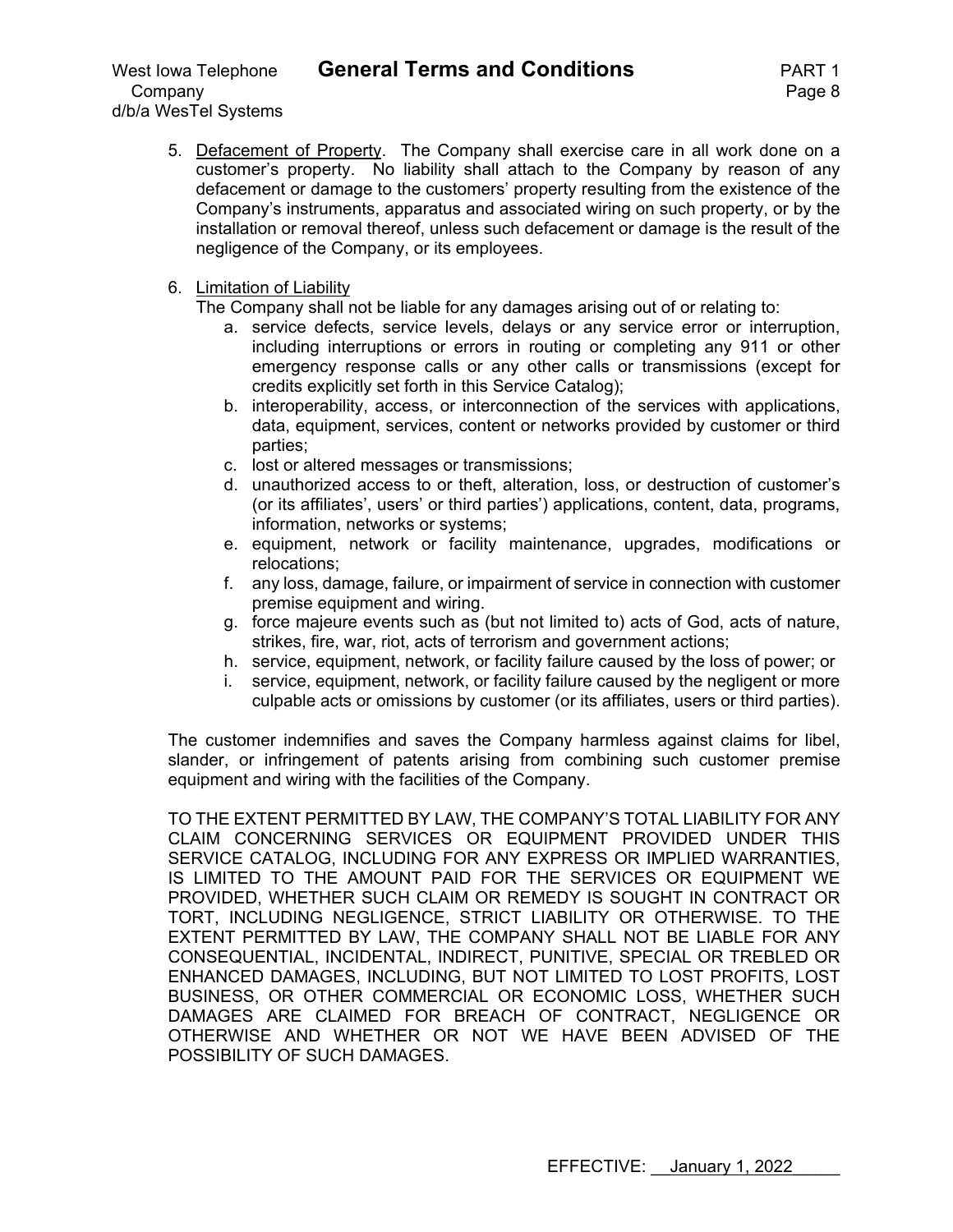5. Defacement of Property. The Company shall exercise care in all work done on a customer's property. No liability shall attach to the Company by reason of any defacement or damage to the customers' property resulting from the existence of the Company's instruments, apparatus and associated wiring on such property, or by the installation or removal thereof, unless such defacement or damage is the result of the negligence of the Company, or its employees.

6. Limitation of Liability

   The Company shall not be liable for any damages arising out of or relating to:

   a. service defects, service levels, delays or any service error or interruption, including interruptions or errors in routing or completing any 911 or other emergency response calls or any other calls or transmissions (except for credits explicitly set forth in this Service Catalog);
   b. interoperability, access, or interconnection of the services with applications, data, equipment, services, content or networks provided by customer or third parties;
   c. lost or altered messages or transmissions;
   d. unauthorized access to or theft, alteration, loss, or destruction of customer's (or its affiliates', users' or third parties') applications, content, data, programs, information, networks or systems;
   e. equipment, network or facility maintenance, upgrades, modifications or relocations;
   f. any loss, damage, failure, or impairment of service in connection with customer premise equipment and wiring.
   g. force majeure events such as (but not limited to) acts of God, acts of nature, strikes, fire, war, riot, acts of terrorism and government actions;
   h. service, equipment, network, or facility failure caused by the loss of power; or
   i. service, equipment, network, or facility failure caused by the negligent or more culpable acts or omissions by customer (or its affiliates, users or third parties).

   The customer indemnifies and saves the Company harmless against claims for libel, slander, or infringement of patents arising from combining such customer premise equipment and wiring with the facilities of the Company.

   TO THE EXTENT PERMITTED BY LAW, THE COMPANY'S TOTAL LIABILITY FOR ANY CLAIM CONCERNING SERVICES OR EQUIPMENT PROVIDED UNDER THIS SERVICE CATALOG, INCLUDING FOR ANY EXPRESS OR IMPLIED WARRANTIES, IS LIMITED TO THE AMOUNT PAID FOR THE SERVICES OR EQUIPMENT WE PROVIDED, WHETHER SUCH CLAIM OR REMEDY IS SOUGHT IN CONTRACT OR TORT, INCLUDING NEGLIGENCE, STRICT LIABILITY OR OTHERWISE. TO THE EXTENT PERMITTED BY LAW, THE COMPANY SHALL NOT BE LIABLE FOR ANY CONSEQUENTIAL, INCIDENTAL, INDIRECT, PUNITIVE, SPECIAL OR TREBLED OR ENHANCED DAMAGES, INCLUDING, BUT NOT LIMITED TO LOST PROFITS, LOST BUSINESS, OR OTHER COMMERCIAL OR ECONOMIC LOSS, WHETHER SUCH DAMAGES ARE CLAIMED FOR BREACH OF CONTRACT, NEGLIGENCE OR OTHERWISE AND WHETHER OR NOT WE HAVE BEEN ADVISED OF THE POSSIBILITY OF SUCH DAMAGES.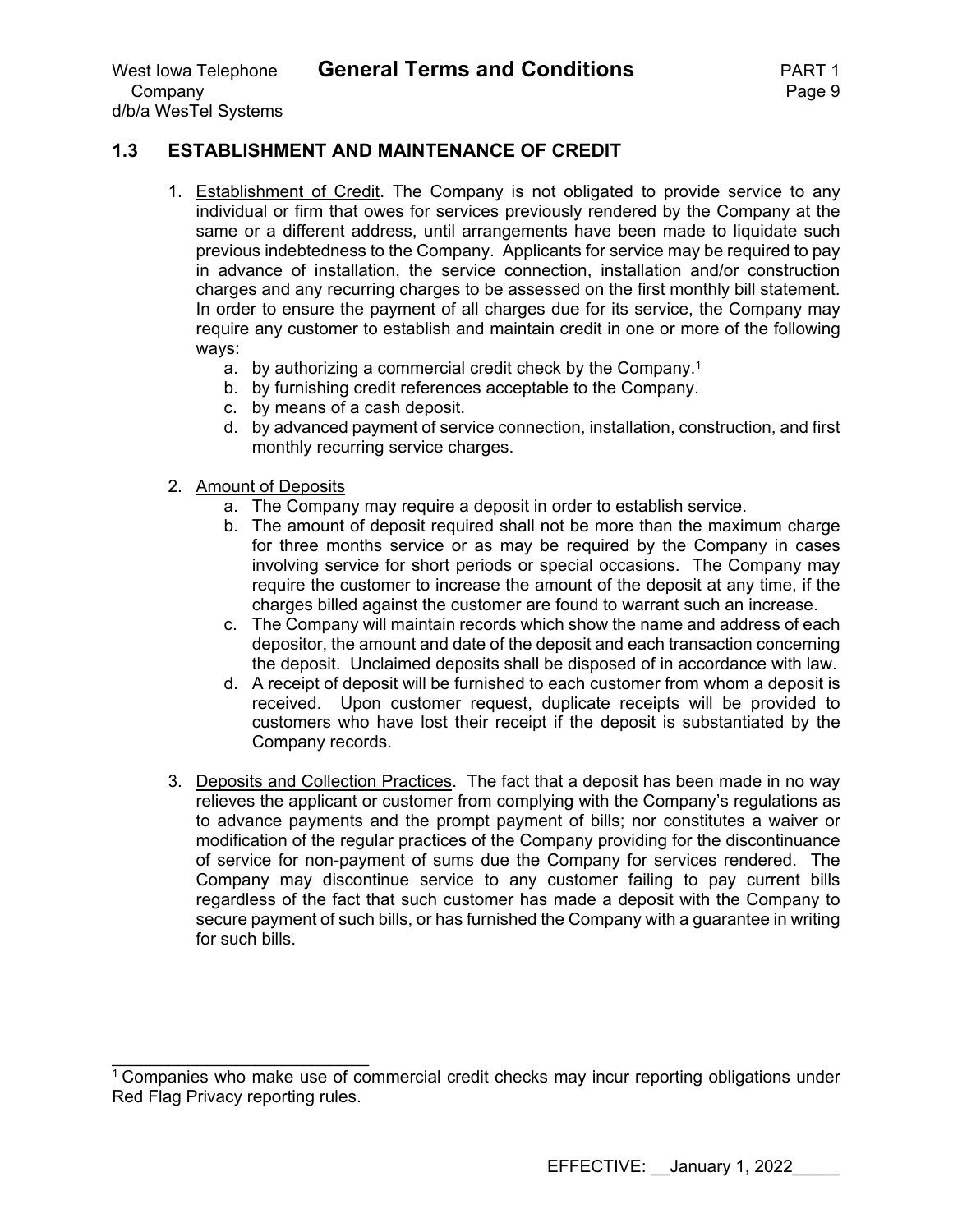## 1.3 ESTABLISHMENT AND MAINTENANCE OF CREDIT

1. Establishment of Credit. The Company is not obligated to provide service to any individual or firm that owes for services previously rendered by the Company at the same or a different address, until arrangements have been made to liquidate such previous indebtedness to the Company. Applicants for service may be required to pay in advance of installation, the service connection, installation and/or construction charges and any recurring charges to be assessed on the first monthly bill statement. In order to ensure the payment of all charges due for its service, the Company may require any customer to establish and maintain credit in one or more of the following ways:
   a. by authorizing a commercial credit check by the Company.[1]
   b. by furnishing credit references acceptable to the Company.
   c. by means of a cash deposit.
   d. by advanced payment of service connection, installation, construction, and first monthly recurring service charges.

2. Amount of Deposits
   a. The Company may require a deposit in order to establish service.
   b. The amount of deposit required shall not be more than the maximum charge for three months service or as may be required by the Company in cases involving service for short periods or special occasions. The Company may require the customer to increase the amount of the deposit at any time, if the charges billed against the customer are found to warrant such an increase.
   c. The Company will maintain records which show the name and address of each depositor, the amount and date of the deposit and each transaction concerning the deposit. Unclaimed deposits shall be disposed of in accordance with law.
   d. A receipt of deposit will be furnished to each customer from whom a deposit is received. Upon customer request, duplicate receipts will be provided to customers who have lost their receipt if the deposit is substantiated by the Company records.

3. Deposits and Collection Practices. The fact that a deposit has been made in no way relieves the applicant or customer from complying with the Company's regulations as to advance payments and the prompt payment of bills; nor constitutes a waiver or modification of the regular practices of the Company providing for the discontinuance of service for non-payment of sums due the Company for services rendered. The Company may discontinue service to any customer failing to pay current bills regardless of the fact that such customer has made a deposit with the Company to secure payment of such bills, or has furnished the Company with a guarantee in writing for such bills.

---

[1] Companies who make use of commercial credit checks may incur reporting obligations under Red Flag Privacy reporting rules.

EFFECTIVE: January 1, 2022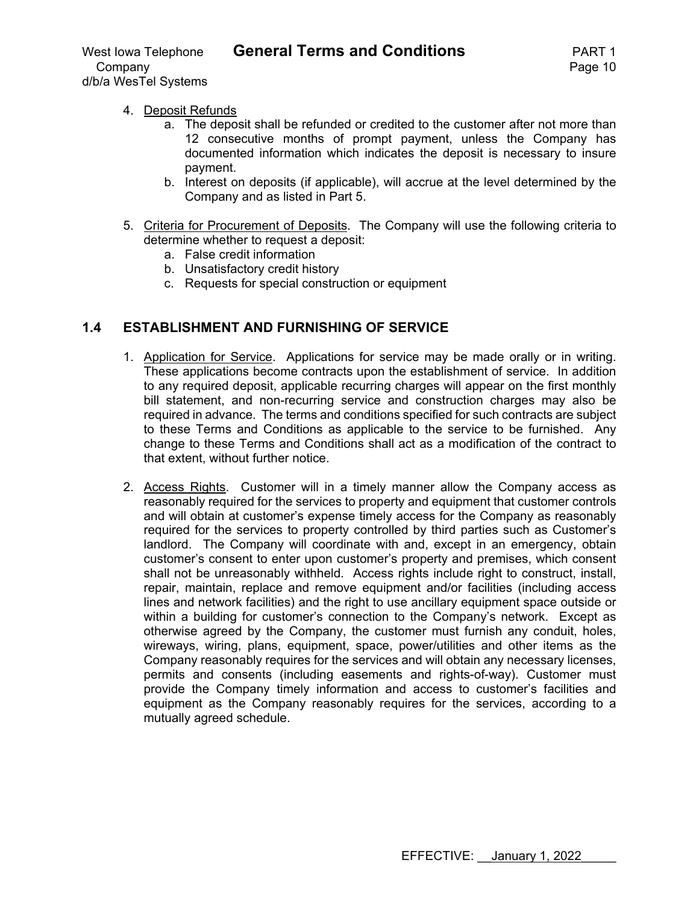4. Deposit Refunds
   a. The deposit shall be refunded or credited to the customer after not more than 12 consecutive months of prompt payment, unless the Company has documented information which indicates the deposit is necessary to insure payment.
   b. Interest on deposits (if applicable), will accrue at the level determined by the Company and as listed in Part 5.

5. Criteria for Procurement of Deposits. The Company will use the following criteria to determine whether to request a deposit:
   a. False credit information
   b. Unsatisfactory credit history
   c. Requests for special construction or equipment

## 1.4 ESTABLISHMENT AND FURNISHING OF SERVICE

1. Application for Service. Applications for service may be made orally or in writing. These applications become contracts upon the establishment of service. In addition to any required deposit, applicable recurring charges will appear on the first monthly bill statement, and non-recurring service and construction charges may also be required in advance. The terms and conditions specified for such contracts are subject to these Terms and Conditions as applicable to the service to be furnished. Any change to these Terms and Conditions shall act as a modification of the contract to that extent, without further notice.

2. Access Rights. Customer will in a timely manner allow the Company access as reasonably required for the services to property and equipment that customer controls and will obtain at customer's expense timely access for the Company as reasonably required for the services to property controlled by third parties such as Customer's landlord. The Company will coordinate with and, except in an emergency, obtain customer's consent to enter upon customer's property and premises, which consent shall not be unreasonably withheld. Access rights include right to construct, install, repair, maintain, replace and remove equipment and/or facilities (including access lines and network facilities) and the right to use ancillary equipment space outside or within a building for customer's connection to the Company's network. Except as otherwise agreed by the Company, the customer must furnish any conduit, holes, wireways, wiring, plans, equipment, space, power/utilities and other items as the Company reasonably requires for the services and will obtain any necessary licenses, permits and consents (including easements and rights-of-way). Customer must provide the Company timely information and access to customer's facilities and equipment as the Company reasonably requires for the services, according to a mutually agreed schedule.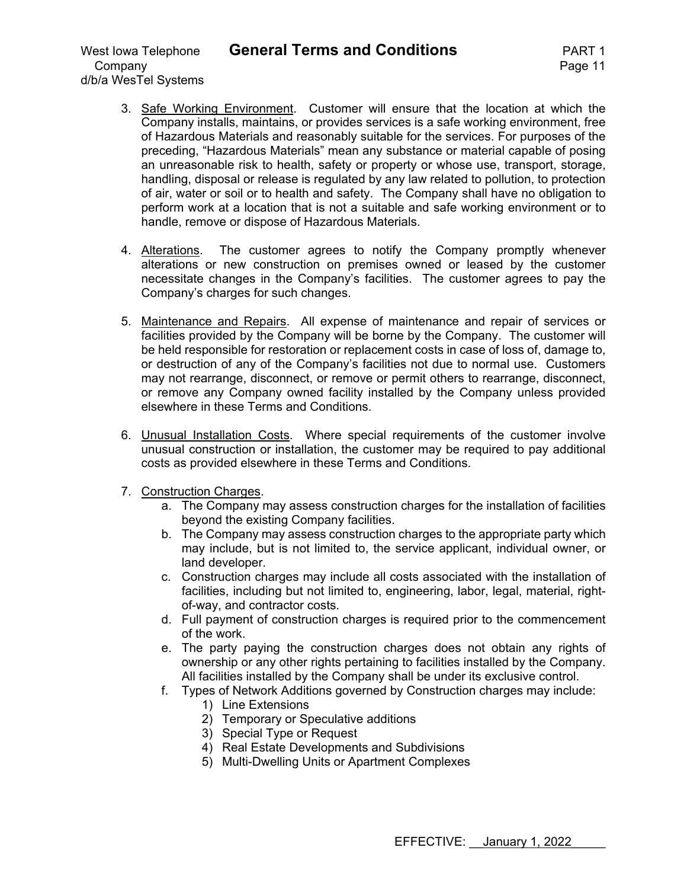3. Safe Working Environment. Customer will ensure that the location at which the Company installs, maintains, or provides services is a safe working environment, free of Hazardous Materials and reasonably suitable for the services. For purposes of the preceding, "Hazardous Materials" mean any substance or material capable of posing an unreasonable risk to health, safety or property or whose use, transport, storage, handling, disposal or release is regulated by any law related to pollution, to protection of air, water or soil or to health and safety. The Company shall have no obligation to perform work at a location that is not a suitable and safe working environment or to handle, remove or dispose of Hazardous Materials.

4. Alterations. The customer agrees to notify the Company promptly whenever alterations or new construction on premises owned or leased by the customer necessitate changes in the Company's facilities. The customer agrees to pay the Company's charges for such changes.

5. Maintenance and Repairs. All expense of maintenance and repair of services or facilities provided by the Company will be borne by the Company. The customer will be held responsible for restoration or replacement costs in case of loss of, damage to, or destruction of any of the Company's facilities not due to normal use. Customers may not rearrange, disconnect, or remove or permit others to rearrange, disconnect, or remove any Company owned facility installed by the Company unless provided elsewhere in these Terms and Conditions.

6. Unusual Installation Costs. Where special requirements of the customer involve unusual construction or installation, the customer may be required to pay additional costs as provided elsewhere in these Terms and Conditions.

7. Construction Charges.
   a. The Company may assess construction charges for the installation of facilities beyond the existing Company facilities.
   b. The Company may assess construction charges to the appropriate party which may include, but is not limited to, the service applicant, individual owner, or land developer.
   c. Construction charges may include all costs associated with the installation of facilities, including but not limited to, engineering, labor, legal, material, right-of-way, and contractor costs.
   d. Full payment of construction charges is required prior to the commencement of the work.
   e. The party paying the construction charges does not obtain any rights of ownership or any other rights pertaining to facilities installed by the Company. All facilities installed by the Company shall be under its exclusive control.
   f. Types of Network Additions governed by Construction charges may include:
      1) Line Extensions
      2) Temporary or Speculative additions
      3) Special Type or Request
      4) Real Estate Developments and Subdivisions
      5) Multi-Dwelling Units or Apartment Complexes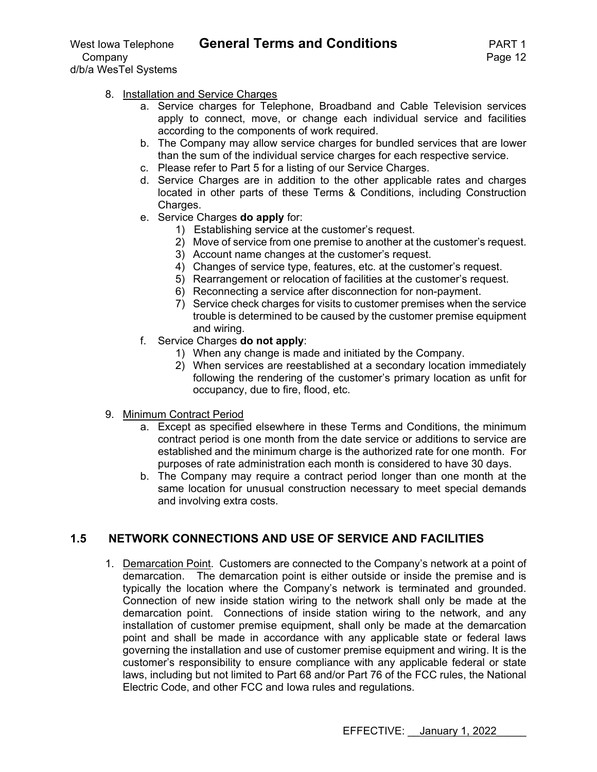8. <u>Installation and Service Charges</u>
   a. Service charges for Telephone, Broadband and Cable Television services apply to connect, move, or change each individual service and facilities according to the components of work required.
   b. The Company may allow service charges for bundled services that are lower than the sum of the individual service charges for each respective service.
   c. Please refer to Part 5 for a listing of our Service Charges.
   d. Service Charges are in addition to the other applicable rates and charges located in other parts of these Terms & Conditions, including Construction Charges.
   e. Service Charges **do apply** for:
      1) Establishing service at the customer's request.
      2) Move of service from one premise to another at the customer's request.
      3) Account name changes at the customer's request.
      4) Changes of service type, features, etc. at the customer's request.
      5) Rearrangement or relocation of facilities at the customer's request.
      6) Reconnecting a service after disconnection for non-payment.
      7) Service check charges for visits to customer premises when the service trouble is determined to be caused by the customer premise equipment and wiring.
   f. Service Charges **do not apply**:
      1) When any change is made and initiated by the Company.
      2) When services are reestablished at a secondary location immediately following the rendering of the customer's primary location as unfit for occupancy, due to fire, flood, etc.

9. <u>Minimum Contract Period</u>
   a. Except as specified elsewhere in these Terms and Conditions, the minimum contract period is one month from the date service or additions to service are established and the minimum charge is the authorized rate for one month. For purposes of rate administration each month is considered to have 30 days.
   b. The Company may require a contract period longer than one month at the same location for unusual construction necessary to meet special demands and involving extra costs.

## 1.5 NETWORK CONNECTIONS AND USE OF SERVICE AND FACILITIES

1. <u>Demarcation Point</u>. Customers are connected to the Company's network at a point of demarcation. The demarcation point is either outside or inside the premise and is typically the location where the Company's network is terminated and grounded. Connection of new inside station wiring to the network shall only be made at the demarcation point. Connections of inside station wiring to the network, and any installation of customer premise equipment, shall only be made at the demarcation point and shall be made in accordance with any applicable state or federal laws governing the installation and use of customer premise equipment and wiring. It is the customer's responsibility to ensure compliance with any applicable federal or state laws, including but not limited to Part 68 and/or Part 76 of the FCC rules, the National Electric Code, and other FCC and Iowa rules and regulations.

EFFECTIVE: January 1, 2022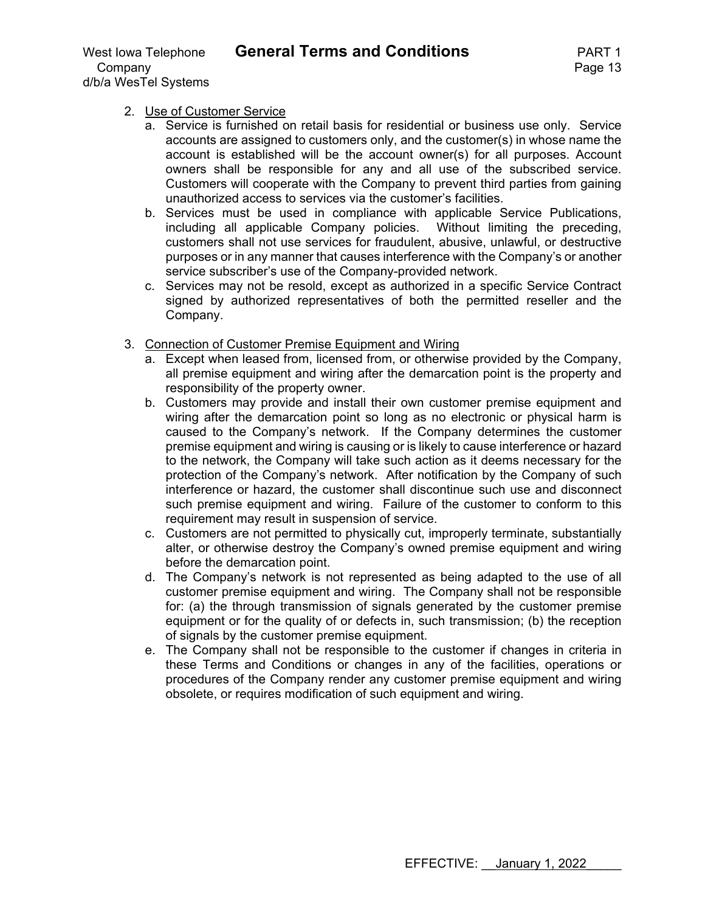2. Use of Customer Service
   a. Service is furnished on retail basis for residential or business use only. Service accounts are assigned to customers only, and the customer(s) in whose name the account is established will be the account owner(s) for all purposes. Account owners shall be responsible for any and all use of the subscribed service. Customers will cooperate with the Company to prevent third parties from gaining unauthorized access to services via the customer's facilities.
   b. Services must be used in compliance with applicable Service Publications, including all applicable Company policies. Without limiting the preceding, customers shall not use services for fraudulent, abusive, unlawful, or destructive purposes or in any manner that causes interference with the Company's or another service subscriber's use of the Company-provided network.
   c. Services may not be resold, except as authorized in a specific Service Contract signed by authorized representatives of both the permitted reseller and the Company.

3. Connection of Customer Premise Equipment and Wiring
   a. Except when leased from, licensed from, or otherwise provided by the Company, all premise equipment and wiring after the demarcation point is the property and responsibility of the property owner.
   b. Customers may provide and install their own customer premise equipment and wiring after the demarcation point so long as no electronic or physical harm is caused to the Company's network. If the Company determines the customer premise equipment and wiring is causing or is likely to cause interference or hazard to the network, the Company will take such action as it deems necessary for the protection of the Company's network. After notification by the Company of such interference or hazard, the customer shall discontinue such use and disconnect such premise equipment and wiring. Failure of the customer to conform to this requirement may result in suspension of service.
   c. Customers are not permitted to physically cut, improperly terminate, substantially alter, or otherwise destroy the Company's owned premise equipment and wiring before the demarcation point.
   d. The Company's network is not represented as being adapted to the use of all customer premise equipment and wiring. The Company shall not be responsible for: (a) the through transmission of signals generated by the customer premise equipment or for the quality of or defects in, such transmission; (b) the reception of signals by the customer premise equipment.
   e. The Company shall not be responsible to the customer if changes in criteria in these Terms and Conditions or changes in any of the facilities, operations or procedures of the Company render any customer premise equipment and wiring obsolete, or requires modification of such equipment and wiring.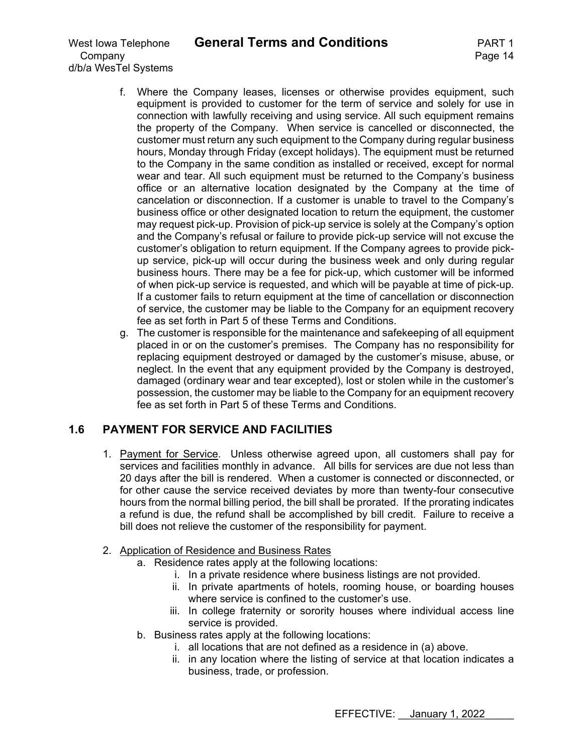f. Where the Company leases, licenses or otherwise provides equipment, such equipment is provided to customer for the term of service and solely for use in connection with lawfully receiving and using service. All such equipment remains the property of the Company. When service is cancelled or disconnected, the customer must return any such equipment to the Company during regular business hours, Monday through Friday (except holidays). The equipment must be returned to the Company in the same condition as installed or received, except for normal wear and tear. All such equipment must be returned to the Company's business office or an alternative location designated by the Company at the time of cancelation or disconnection. If a customer is unable to travel to the Company's business office or other designated location to return the equipment, the customer may request pick-up. Provision of pick-up service is solely at the Company's option and the Company's refusal or failure to provide pick-up service will not excuse the customer's obligation to return equipment. If the Company agrees to provide pick-up service, pick-up will occur during the business week and only during regular business hours. There may be a fee for pick-up, which customer will be informed of when pick-up service is requested, and which will be payable at time of pick-up. If a customer fails to return equipment at the time of cancellation or disconnection of service, the customer may be liable to the Company for an equipment recovery fee as set forth in Part 5 of these Terms and Conditions.

g. The customer is responsible for the maintenance and safekeeping of all equipment placed in or on the customer's premises. The Company has no responsibility for replacing equipment destroyed or damaged by the customer's misuse, abuse, or neglect. In the event that any equipment provided by the Company is destroyed, damaged (ordinary wear and tear excepted), lost or stolen while in the customer's possession, the customer may be liable to the Company for an equipment recovery fee as set forth in Part 5 of these Terms and Conditions.

## 1.6 PAYMENT FOR SERVICE AND FACILITIES

1. Payment for Service. Unless otherwise agreed upon, all customers shall pay for services and facilities monthly in advance. All bills for services are due not less than 20 days after the bill is rendered. When a customer is connected or disconnected, or for other cause the service received deviates by more than twenty-four consecutive hours from the normal billing period, the bill shall be prorated. If the prorating indicates a refund is due, the refund shall be accomplished by bill credit. Failure to receive a bill does not relieve the customer of the responsibility for payment.

2. Application of Residence and Business Rates
   a. Residence rates apply at the following locations:
      i. In a private residence where business listings are not provided.
      ii. In private apartments of hotels, rooming house, or boarding houses where service is confined to the customer's use.
      iii. In college fraternity or sorority houses where individual access line service is provided.
   b. Business rates apply at the following locations:
      i. all locations that are not defined as a residence in (a) above.
      ii. in any location where the listing of service at that location indicates a business, trade, or profession.

EFFECTIVE: January 1, 2022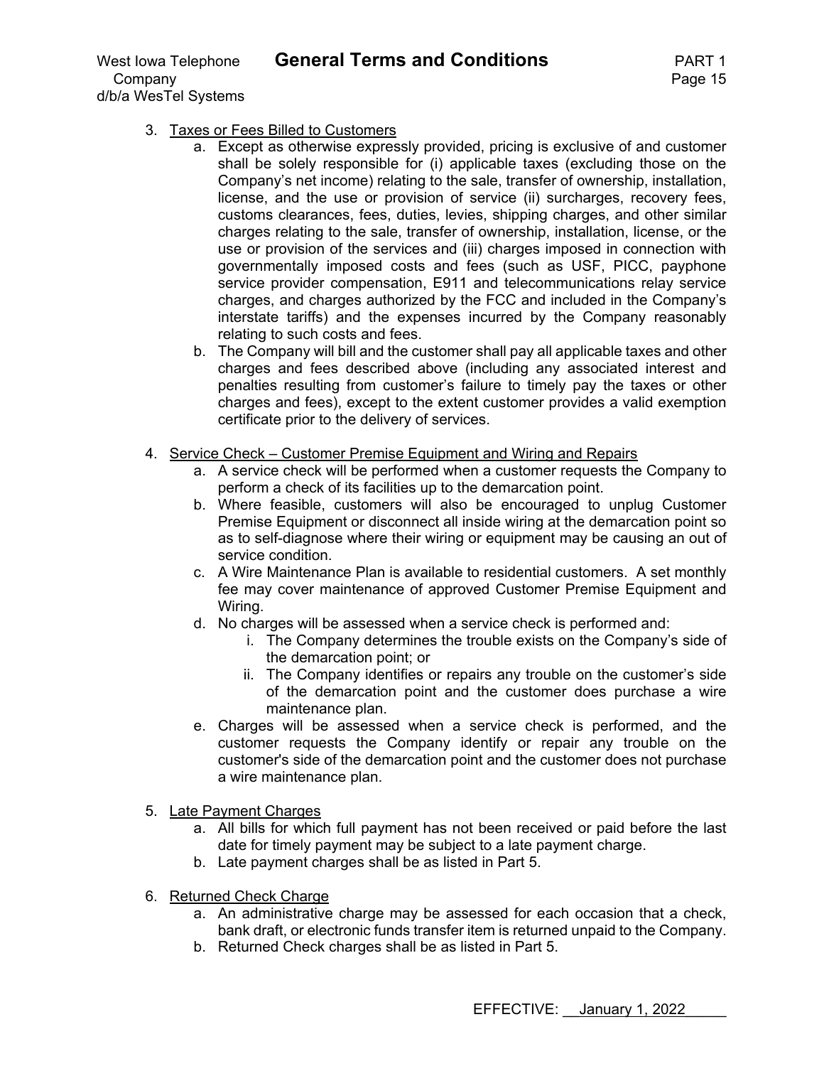3. <u>Taxes or Fees Billed to Customers</u>
   a. Except as otherwise expressly provided, pricing is exclusive of and customer shall be solely responsible for (i) applicable taxes (excluding those on the Company's net income) relating to the sale, transfer of ownership, installation, license, and the use or provision of service (ii) surcharges, recovery fees, customs clearances, fees, duties, levies, shipping charges, and other similar charges relating to the sale, transfer of ownership, installation, license, or the use or provision of the services and (iii) charges imposed in connection with governmentally imposed costs and fees (such as USF, PICC, payphone service provider compensation, E911 and telecommunications relay service charges, and charges authorized by the FCC and included in the Company's interstate tariffs) and the expenses incurred by the Company reasonably relating to such costs and fees.
   b. The Company will bill and the customer shall pay all applicable taxes and other charges and fees described above (including any associated interest and penalties resulting from customer's failure to timely pay the taxes or other charges and fees), except to the extent customer provides a valid exemption certificate prior to the delivery of services.

4. <u>Service Check – Customer Premise Equipment and Wiring and Repairs</u>
   a. A service check will be performed when a customer requests the Company to perform a check of its facilities up to the demarcation point.
   b. Where feasible, customers will also be encouraged to unplug Customer Premise Equipment or disconnect all inside wiring at the demarcation point so as to self-diagnose where their wiring or equipment may be causing an out of service condition.
   c. A Wire Maintenance Plan is available to residential customers. A set monthly fee may cover maintenance of approved Customer Premise Equipment and Wiring.
   d. No charges will be assessed when a service check is performed and:
      i. The Company determines the trouble exists on the Company's side of the demarcation point; or
      ii. The Company identifies or repairs any trouble on the customer's side of the demarcation point and the customer does purchase a wire maintenance plan.
   e. Charges will be assessed when a service check is performed, and the customer requests the Company identify or repair any trouble on the customer's side of the demarcation point and the customer does not purchase a wire maintenance plan.

5. <u>Late Payment Charges</u>
   a. All bills for which full payment has not been received or paid before the last date for timely payment may be subject to a late payment charge.
   b. Late payment charges shall be as listed in Part 5.

6. <u>Returned Check Charge</u>
   a. An administrative charge may be assessed for each occasion that a check, bank draft, or electronic funds transfer item is returned unpaid to the Company.
   b. Returned Check charges shall be as listed in Part 5.

EFFECTIVE: January 1, 2022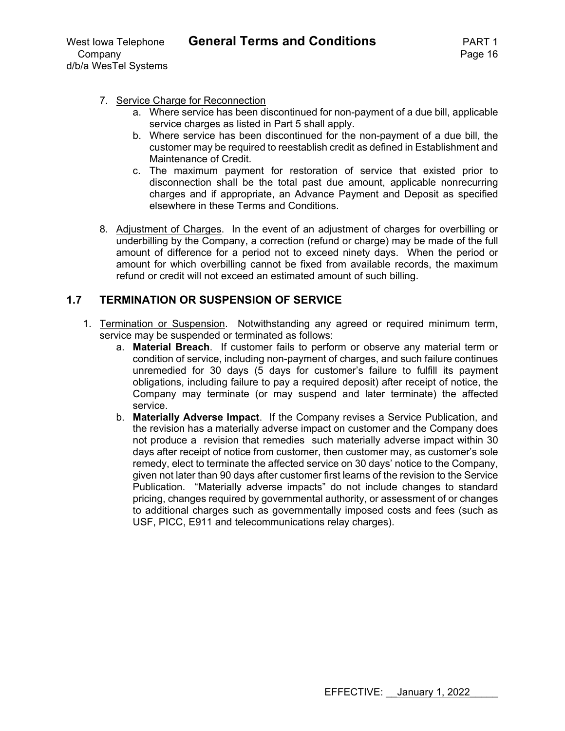7. Service Charge for Reconnection
   a. Where service has been discontinued for non-payment of a due bill, applicable service charges as listed in Part 5 shall apply.
   b. Where service has been discontinued for the non-payment of a due bill, the customer may be required to reestablish credit as defined in Establishment and Maintenance of Credit.
   c. The maximum payment for restoration of service that existed prior to disconnection shall be the total past due amount, applicable nonrecurring charges and if appropriate, an Advance Payment and Deposit as specified elsewhere in these Terms and Conditions.

8. Adjustment of Charges. In the event of an adjustment of charges for overbilling or underbilling by the Company, a correction (refund or charge) may be made of the full amount of difference for a period not to exceed ninety days. When the period or amount for which overbilling cannot be fixed from available records, the maximum refund or credit will not exceed an estimated amount of such billing.

## 1.7 TERMINATION OR SUSPENSION OF SERVICE

1. Termination or Suspension. Notwithstanding any agreed or required minimum term, service may be suspended or terminated as follows:
   a. **Material Breach**. If customer fails to perform or observe any material term or condition of service, including non-payment of charges, and such failure continues unremedied for 30 days (5 days for customer's failure to fulfill its payment obligations, including failure to pay a required deposit) after receipt of notice, the Company may terminate (or may suspend and later terminate) the affected service.
   b. **Materially Adverse Impact**. If the Company revises a Service Publication, and the revision has a materially adverse impact on customer and the Company does not produce a revision that remedies such materially adverse impact within 30 days after receipt of notice from customer, then customer may, as customer's sole remedy, elect to terminate the affected service on 30 days' notice to the Company, given not later than 90 days after customer first learns of the revision to the Service Publication. "Materially adverse impacts" do not include changes to standard pricing, changes required by governmental authority, or assessment of or changes to additional charges such as governmentally imposed costs and fees (such as USF, PICC, E911 and telecommunications relay charges).

EFFECTIVE: January 1, 2022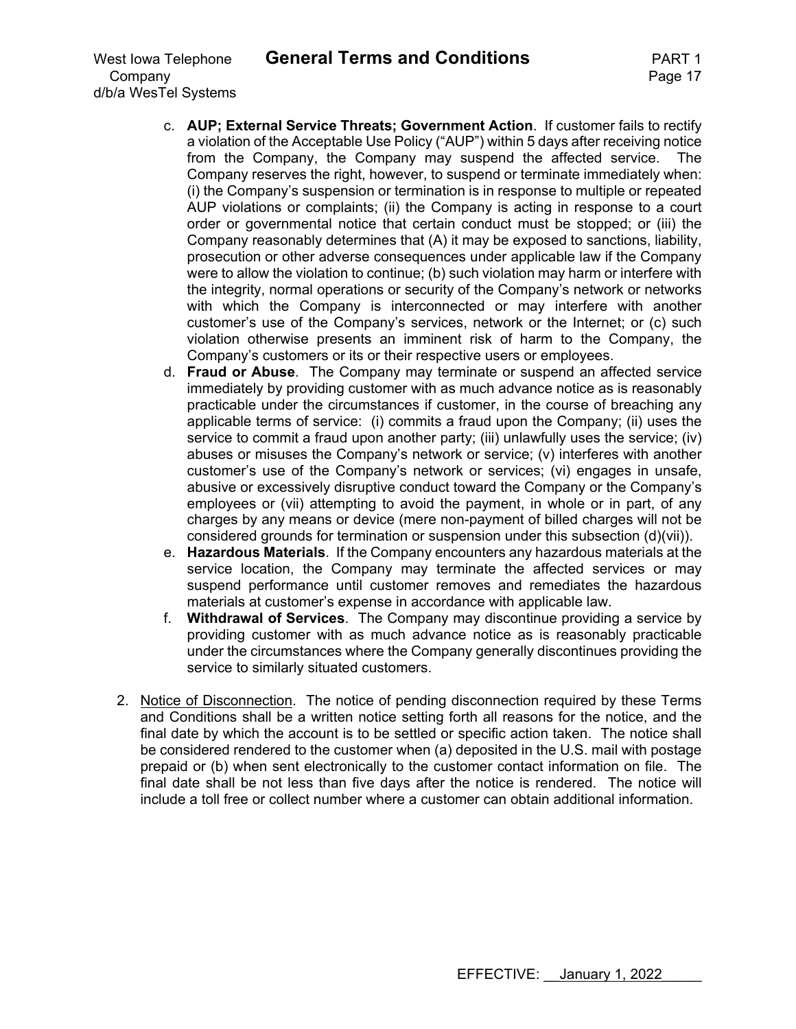c. **AUP; External Service Threats; Government Action**. If customer fails to rectify a violation of the Acceptable Use Policy ("AUP") within 5 days after receiving notice from the Company, the Company may suspend the affected service. The Company reserves the right, however, to suspend or terminate immediately when: (i) the Company's suspension or termination is in response to multiple or repeated AUP violations or complaints; (ii) the Company is acting in response to a court order or governmental notice that certain conduct must be stopped; or (iii) the Company reasonably determines that (A) it may be exposed to sanctions, liability, prosecution or other adverse consequences under applicable law if the Company were to allow the violation to continue; (b) such violation may harm or interfere with the integrity, normal operations or security of the Company's network or networks with which the Company is interconnected or may interfere with another customer's use of the Company's services, network or the Internet; or (c) such violation otherwise presents an imminent risk of harm to the Company, the Company's customers or its or their respective users or employees.

d. **Fraud or Abuse**. The Company may terminate or suspend an affected service immediately by providing customer with as much advance notice as is reasonably practicable under the circumstances if customer, in the course of breaching any applicable terms of service: (i) commits a fraud upon the Company; (ii) uses the service to commit a fraud upon another party; (iii) unlawfully uses the service; (iv) abuses or misuses the Company's network or service; (v) interferes with another customer's use of the Company's network or services; (vi) engages in unsafe, abusive or excessively disruptive conduct toward the Company or the Company's employees or (vii) attempting to avoid the payment, in whole or in part, of any charges by any means or device (mere non-payment of billed charges will not be considered grounds for termination or suspension under this subsection (d)(vii)).

e. **Hazardous Materials**. If the Company encounters any hazardous materials at the service location, the Company may terminate the affected services or may suspend performance until customer removes and remediates the hazardous materials at customer's expense in accordance with applicable law.

f. **Withdrawal of Services**. The Company may discontinue providing a service by providing customer with as much advance notice as is reasonably practicable under the circumstances where the Company generally discontinues providing the service to similarly situated customers.

2. Notice of Disconnection. The notice of pending disconnection required by these Terms and Conditions shall be a written notice setting forth all reasons for the notice, and the final date by which the account is to be settled or specific action taken. The notice shall be considered rendered to the customer when (a) deposited in the U.S. mail with postage prepaid or (b) when sent electronically to the customer contact information on file. The final date shall be not less than five days after the notice is rendered. The notice will include a toll free or collect number where a customer can obtain additional information.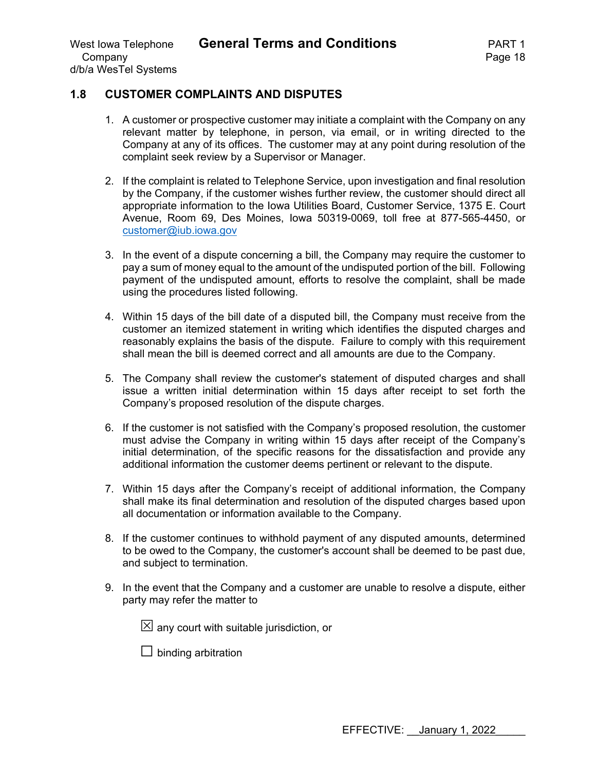## 1.8 CUSTOMER COMPLAINTS AND DISPUTES

1. A customer or prospective customer may initiate a complaint with the Company on any relevant matter by telephone, in person, via email, or in writing directed to the Company at any of its offices. The customer may at any point during resolution of the complaint seek review by a Supervisor or Manager.

2. If the complaint is related to Telephone Service, upon investigation and final resolution by the Company, if the customer wishes further review, the customer should direct all appropriate information to the Iowa Utilities Board, Customer Service, 1375 E. Court Avenue, Room 69, Des Moines, Iowa 50319-0069, toll free at 877-565-4450, or customer@iub.iowa.gov

3. In the event of a dispute concerning a bill, the Company may require the customer to pay a sum of money equal to the amount of the undisputed portion of the bill. Following payment of the undisputed amount, efforts to resolve the complaint, shall be made using the procedures listed following.

4. Within 15 days of the bill date of a disputed bill, the Company must receive from the customer an itemized statement in writing which identifies the disputed charges and reasonably explains the basis of the dispute. Failure to comply with this requirement shall mean the bill is deemed correct and all amounts are due to the Company.

5. The Company shall review the customer's statement of disputed charges and shall issue a written initial determination within 15 days after receipt to set forth the Company's proposed resolution of the dispute charges.

6. If the customer is not satisfied with the Company's proposed resolution, the customer must advise the Company in writing within 15 days after receipt of the Company's initial determination, of the specific reasons for the dissatisfaction and provide any additional information the customer deems pertinent or relevant to the dispute.

7. Within 15 days after the Company's receipt of additional information, the Company shall make its final determination and resolution of the disputed charges based upon all documentation or information available to the Company.

8. If the customer continues to withhold payment of any disputed amounts, determined to be owed to the Company, the customer's account shall be deemed to be past due, and subject to termination.

9. In the event that the Company and a customer are unable to resolve a dispute, either party may refer the matter to

   ☒ any court with suitable jurisdiction, or

   ☐ binding arbitration

EFFECTIVE: January 1, 2022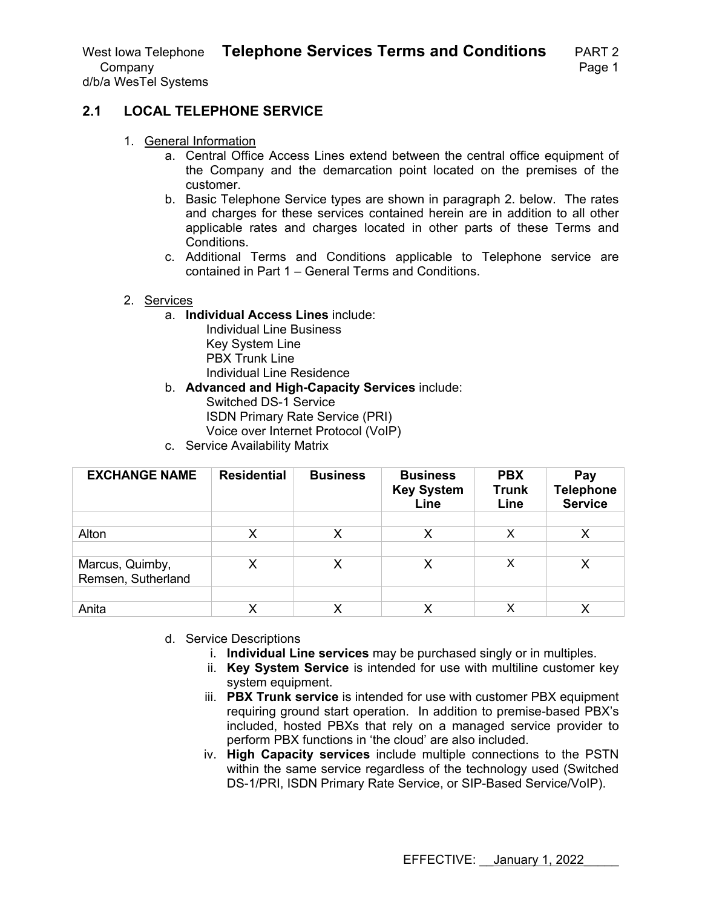## 2.1 LOCAL TELEPHONE SERVICE

1. General Information
   a. Central Office Access Lines extend between the central office equipment of the Company and the demarcation point located on the premises of the customer.
   b. Basic Telephone Service types are shown in paragraph 2. below. The rates and charges for these services contained herein are in addition to all other applicable rates and charges located in other parts of these Terms and Conditions.
   c. Additional Terms and Conditions applicable to Telephone service are contained in Part 1 – General Terms and Conditions.

2. Services
   a. **Individual Access Lines** include:
      Individual Line Business
      Key System Line
      PBX Trunk Line
      Individual Line Residence
   b. **Advanced and High-Capacity Services** include:
      Switched DS-1 Service
      ISDN Primary Rate Service (PRI)
      Voice over Internet Protocol (VoIP)
   c. Service Availability Matrix

| EXCHANGE NAME | Residential | Business | Business Key System Line | PBX Trunk Line | Pay Telephone Service |
|---|---|---|---|---|---|
| | | | | | |
| Alton | X | X | X | X | X |
| | | | | | |
| Marcus, Quimby, Remsen, Sutherland | X | X | X | X | X |
| | | | | | |
| Anita | X | X | X | X | X |

   d. Service Descriptions
      i. **Individual Line services** may be purchased singly or in multiples.
      ii. **Key System Service** is intended for use with multiline customer key system equipment.
      iii. **PBX Trunk service** is intended for use with customer PBX equipment requiring ground start operation. In addition to premise-based PBX's included, hosted PBXs that rely on a managed service provider to perform PBX functions in 'the cloud' are also included.
      iv. **High Capacity services** include multiple connections to the PSTN within the same service regardless of the technology used (Switched DS-1/PRI, ISDN Primary Rate Service, or SIP-Based Service/VoIP).

EFFECTIVE: January 1, 2022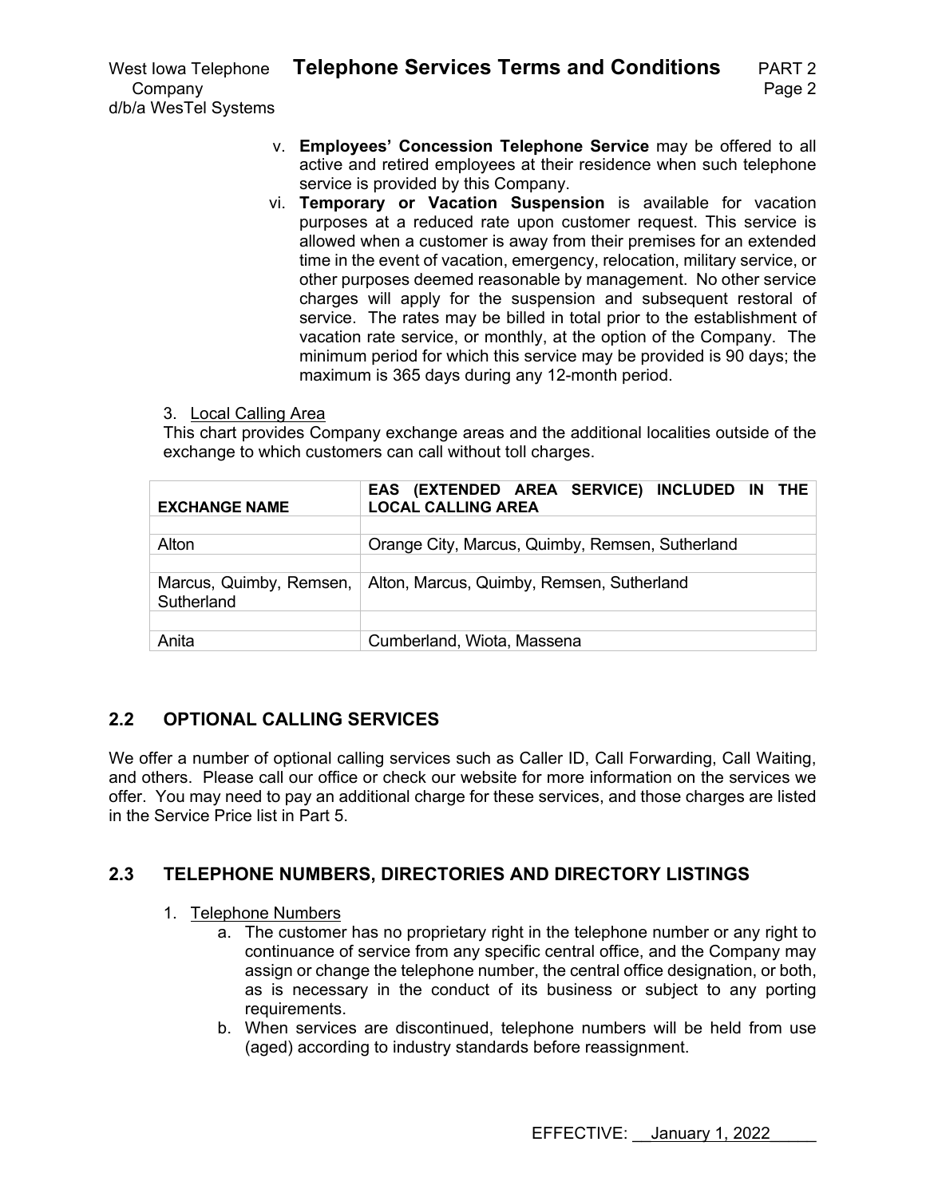v. **Employees' Concession Telephone Service** may be offered to all active and retired employees at their residence when such telephone service is provided by this Company.

vi. **Temporary or Vacation Suspension** is available for vacation purposes at a reduced rate upon customer request. This service is allowed when a customer is away from their premises for an extended time in the event of vacation, emergency, relocation, military service, or other purposes deemed reasonable by management. No other service charges will apply for the suspension and subsequent restoral of service. The rates may be billed in total prior to the establishment of vacation rate service, or monthly, at the option of the Company. The minimum period for which this service may be provided is 90 days; the maximum is 365 days during any 12-month period.

3. Local Calling Area

This chart provides Company exchange areas and the additional localities outside of the exchange to which customers can call without toll charges.

| EXCHANGE NAME | EAS (EXTENDED AREA SERVICE) INCLUDED IN THE LOCAL CALLING AREA |
|---|---|
| | |
| Alton | Orange City, Marcus, Quimby, Remsen, Sutherland |
| | |
| Marcus, Quimby, Remsen, Sutherland | Alton, Marcus, Quimby, Remsen, Sutherland |
| | |
| Anita | Cumberland, Wiota, Massena |

## 2.2 OPTIONAL CALLING SERVICES

We offer a number of optional calling services such as Caller ID, Call Forwarding, Call Waiting, and others. Please call our office or check our website for more information on the services we offer. You may need to pay an additional charge for these services, and those charges are listed in the Service Price list in Part 5.

## 2.3 TELEPHONE NUMBERS, DIRECTORIES AND DIRECTORY LISTINGS

1. Telephone Numbers
   a. The customer has no proprietary right in the telephone number or any right to continuance of service from any specific central office, and the Company may assign or change the telephone number, the central office designation, or both, as is necessary in the conduct of its business or subject to any porting requirements.
   b. When services are discontinued, telephone numbers will be held from use (aged) according to industry standards before reassignment.

EFFECTIVE: January 1, 2022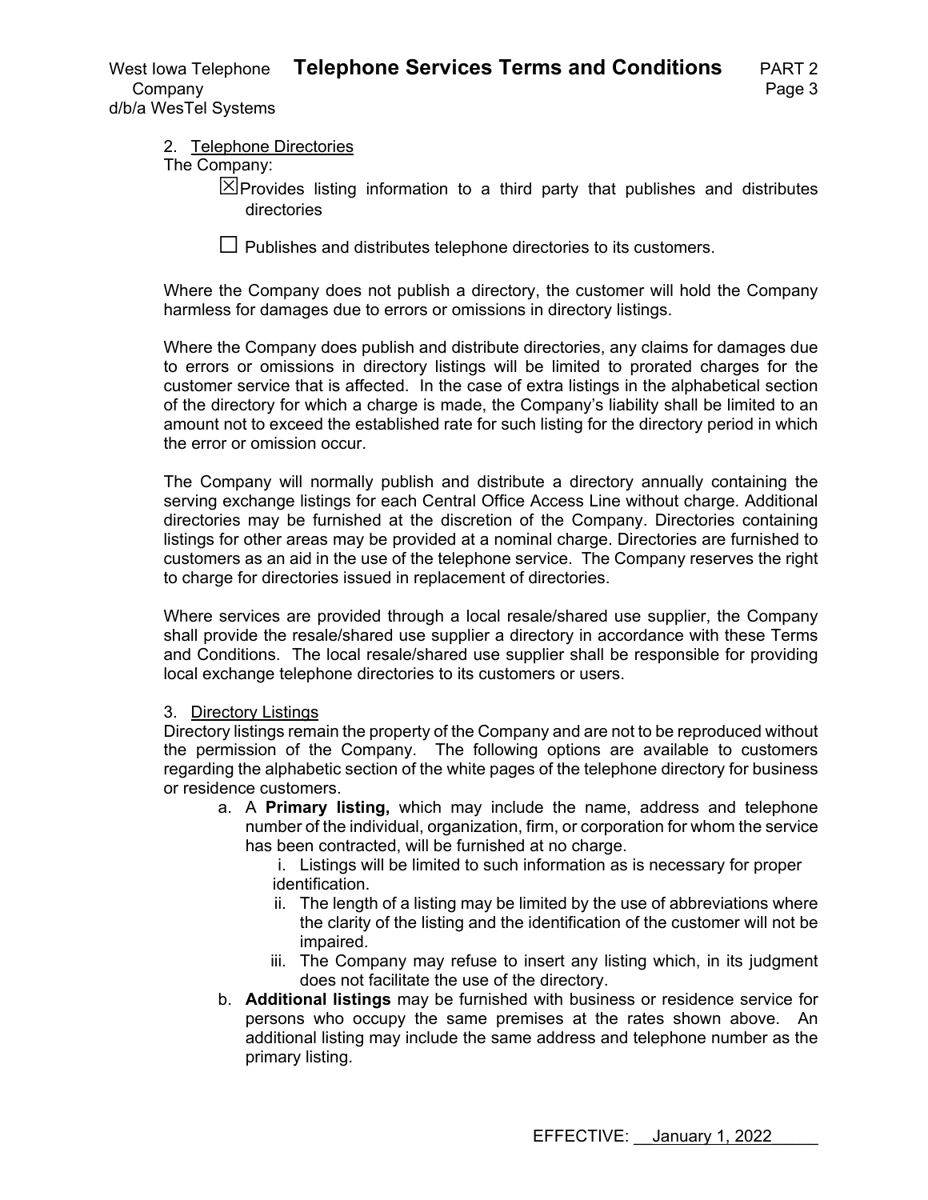2. Telephone Directories

The Company:

☒ Provides listing information to a third party that publishes and distributes directories

☐ Publishes and distributes telephone directories to its customers.

Where the Company does not publish a directory, the customer will hold the Company harmless for damages due to errors or omissions in directory listings.

Where the Company does publish and distribute directories, any claims for damages due to errors or omissions in directory listings will be limited to prorated charges for the customer service that is affected. In the case of extra listings in the alphabetical section of the directory for which a charge is made, the Company's liability shall be limited to an amount not to exceed the established rate for such listing for the directory period in which the error or omission occur.

The Company will normally publish and distribute a directory annually containing the serving exchange listings for each Central Office Access Line without charge. Additional directories may be furnished at the discretion of the Company. Directories containing listings for other areas may be provided at a nominal charge. Directories are furnished to customers as an aid in the use of the telephone service. The Company reserves the right to charge for directories issued in replacement of directories.

Where services are provided through a local resale/shared use supplier, the Company shall provide the resale/shared use supplier a directory in accordance with these Terms and Conditions. The local resale/shared use supplier shall be responsible for providing local exchange telephone directories to its customers or users.

3. Directory Listings

Directory listings remain the property of the Company and are not to be reproduced without the permission of the Company. The following options are available to customers regarding the alphabetic section of the white pages of the telephone directory for business or residence customers.

a. A **Primary listing,** which may include the name, address and telephone number of the individual, organization, firm, or corporation for whom the service has been contracted, will be furnished at no charge.
   i. Listings will be limited to such information as is necessary for proper identification.
   ii. The length of a listing may be limited by the use of abbreviations where the clarity of the listing and the identification of the customer will not be impaired.
   iii. The Company may refuse to insert any listing which, in its judgment does not facilitate the use of the directory.
b. **Additional listings** may be furnished with business or residence service for persons who occupy the same premises at the rates shown above. An additional listing may include the same address and telephone number as the primary listing.

EFFECTIVE: January 1, 2022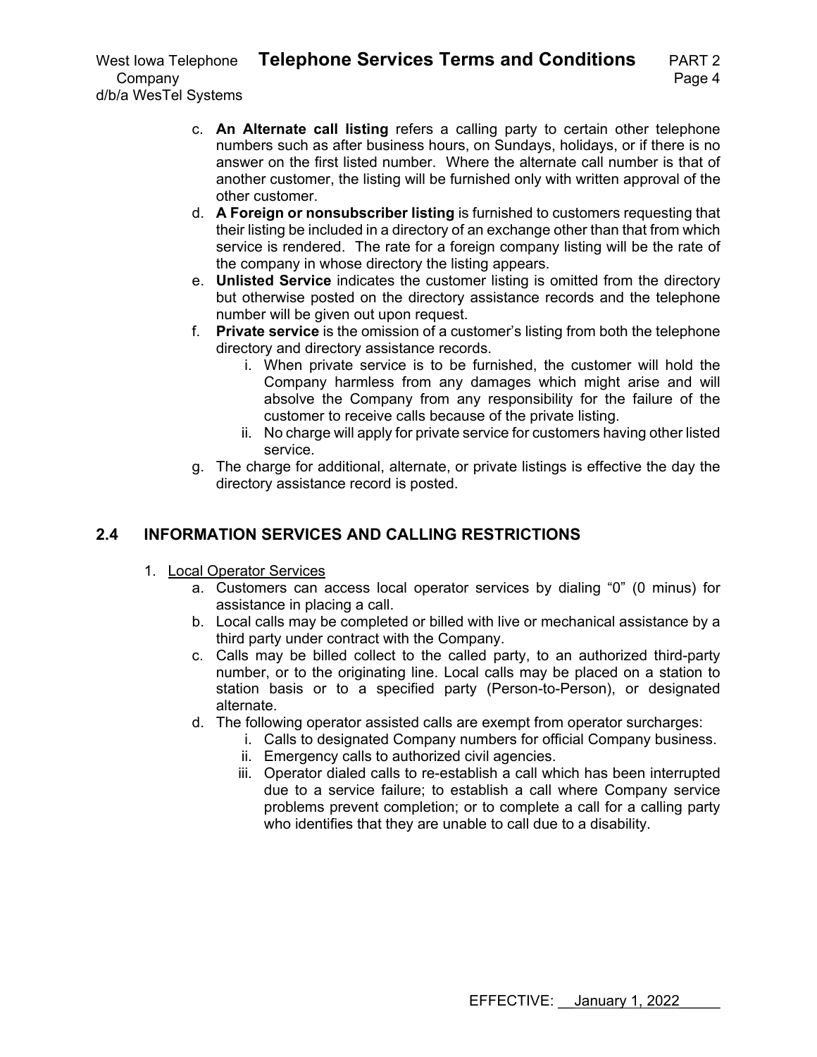c. **An Alternate call listing** refers a calling party to certain other telephone numbers such as after business hours, on Sundays, holidays, or if there is no answer on the first listed number. Where the alternate call number is that of another customer, the listing will be furnished only with written approval of the other customer.

d. **A Foreign or nonsubscriber listing** is furnished to customers requesting that their listing be included in a directory of an exchange other than that from which service is rendered. The rate for a foreign company listing will be the rate of the company in whose directory the listing appears.

e. **Unlisted Service** indicates the customer listing is omitted from the directory but otherwise posted on the directory assistance records and the telephone number will be given out upon request.

f. **Private service** is the omission of a customer's listing from both the telephone directory and directory assistance records.

   i. When private service is to be furnished, the customer will hold the Company harmless from any damages which might arise and will absolve the Company from any responsibility for the failure of the customer to receive calls because of the private listing.

   ii. No charge will apply for private service for customers having other listed service.

g. The charge for additional, alternate, or private listings is effective the day the directory assistance record is posted.

## 2.4 INFORMATION SERVICES AND CALLING RESTRICTIONS

1. <u>Local Operator Services</u>

   a. Customers can access local operator services by dialing "0" (0 minus) for assistance in placing a call.

   b. Local calls may be completed or billed with live or mechanical assistance by a third party under contract with the Company.

   c. Calls may be billed collect to the called party, to an authorized third-party number, or to the originating line. Local calls may be placed on a station to station basis or to a specified party (Person-to-Person), or designated alternate.

   d. The following operator assisted calls are exempt from operator surcharges:

      i. Calls to designated Company numbers for official Company business.

      ii. Emergency calls to authorized civil agencies.

      iii. Operator dialed calls to re-establish a call which has been interrupted due to a service failure; to establish a call where Company service problems prevent completion; or to complete a call for a calling party who identifies that they are unable to call due to a disability.

EFFECTIVE: January 1, 2022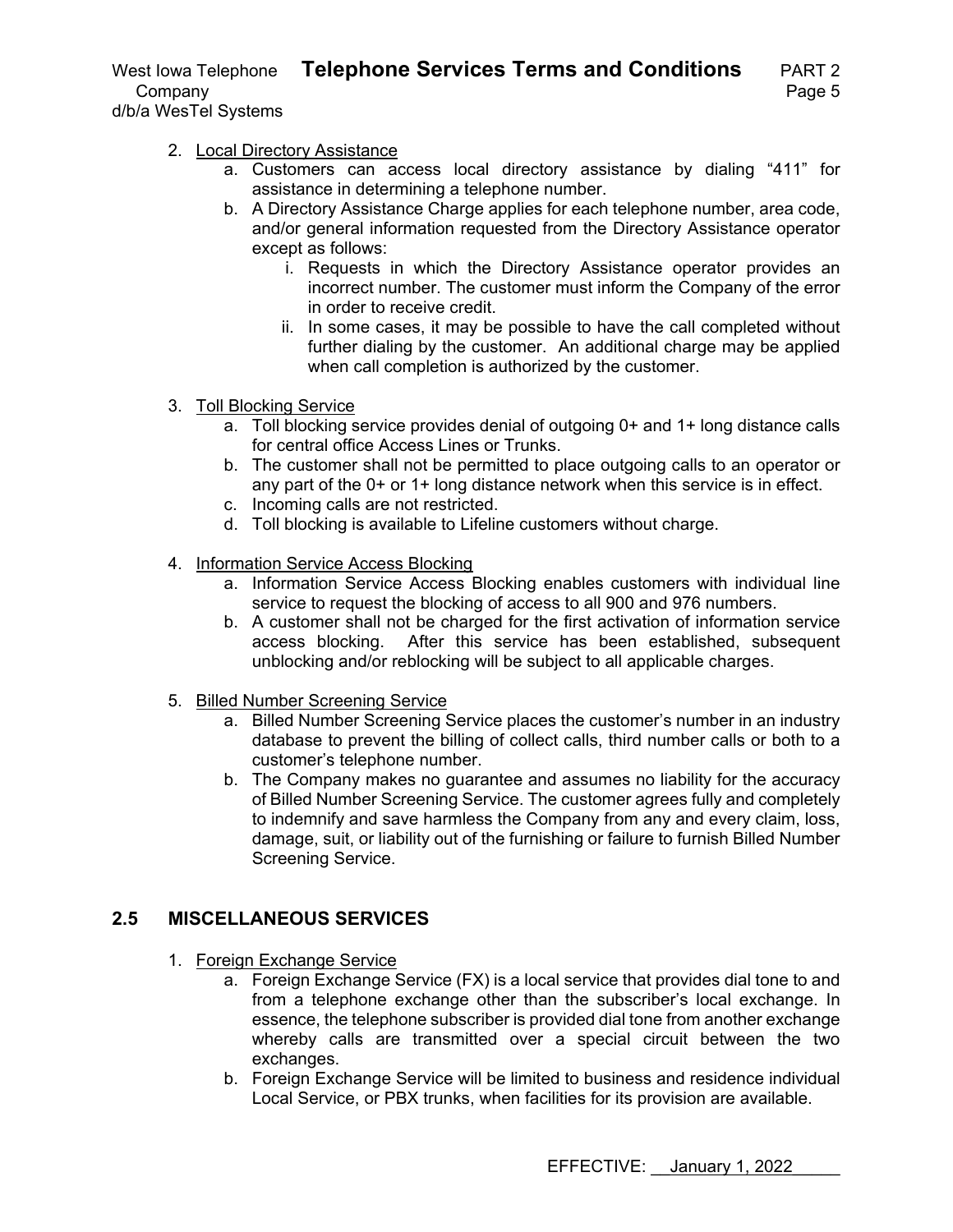2. Local Directory Assistance
   a. Customers can access local directory assistance by dialing "411" for assistance in determining a telephone number.
   b. A Directory Assistance Charge applies for each telephone number, area code, and/or general information requested from the Directory Assistance operator except as follows:
      i. Requests in which the Directory Assistance operator provides an incorrect number. The customer must inform the Company of the error in order to receive credit.
      ii. In some cases, it may be possible to have the call completed without further dialing by the customer. An additional charge may be applied when call completion is authorized by the customer.

3. Toll Blocking Service
   a. Toll blocking service provides denial of outgoing 0+ and 1+ long distance calls for central office Access Lines or Trunks.
   b. The customer shall not be permitted to place outgoing calls to an operator or any part of the 0+ or 1+ long distance network when this service is in effect.
   c. Incoming calls are not restricted.
   d. Toll blocking is available to Lifeline customers without charge.

4. Information Service Access Blocking
   a. Information Service Access Blocking enables customers with individual line service to request the blocking of access to all 900 and 976 numbers.
   b. A customer shall not be charged for the first activation of information service access blocking. After this service has been established, subsequent unblocking and/or reblocking will be subject to all applicable charges.

5. Billed Number Screening Service
   a. Billed Number Screening Service places the customer's number in an industry database to prevent the billing of collect calls, third number calls or both to a customer's telephone number.
   b. The Company makes no guarantee and assumes no liability for the accuracy of Billed Number Screening Service. The customer agrees fully and completely to indemnify and save harmless the Company from any and every claim, loss, damage, suit, or liability out of the furnishing or failure to furnish Billed Number Screening Service.

## 2.5 MISCELLANEOUS SERVICES

1. Foreign Exchange Service
   a. Foreign Exchange Service (FX) is a local service that provides dial tone to and from a telephone exchange other than the subscriber's local exchange. In essence, the telephone subscriber is provided dial tone from another exchange whereby calls are transmitted over a special circuit between the two exchanges.
   b. Foreign Exchange Service will be limited to business and residence individual Local Service, or PBX trunks, when facilities for its provision are available.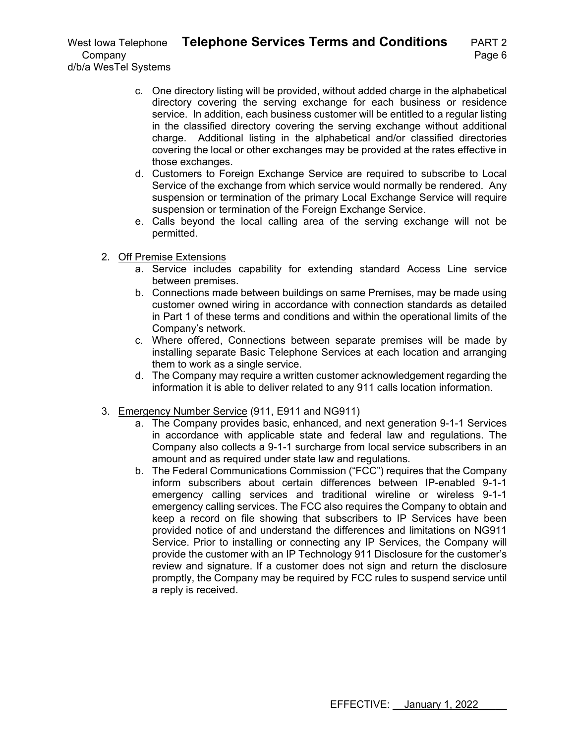c. One directory listing will be provided, without added charge in the alphabetical directory covering the serving exchange for each business or residence service. In addition, each business customer will be entitled to a regular listing in the classified directory covering the serving exchange without additional charge. Additional listing in the alphabetical and/or classified directories covering the local or other exchanges may be provided at the rates effective in those exchanges.

d. Customers to Foreign Exchange Service are required to subscribe to Local Service of the exchange from which service would normally be rendered. Any suspension or termination of the primary Local Exchange Service will require suspension or termination of the Foreign Exchange Service.

e. Calls beyond the local calling area of the serving exchange will not be permitted.

2. Off Premise Extensions

   a. Service includes capability for extending standard Access Line service between premises.

   b. Connections made between buildings on same Premises, may be made using customer owned wiring in accordance with connection standards as detailed in Part 1 of these terms and conditions and within the operational limits of the Company's network.

   c. Where offered, Connections between separate premises will be made by installing separate Basic Telephone Services at each location and arranging them to work as a single service.

   d. The Company may require a written customer acknowledgement regarding the information it is able to deliver related to any 911 calls location information.

3. Emergency Number Service (911, E911 and NG911)

   a. The Company provides basic, enhanced, and next generation 9-1-1 Services in accordance with applicable state and federal law and regulations. The Company also collects a 9-1-1 surcharge from local service subscribers in an amount and as required under state law and regulations.

   b. The Federal Communications Commission ("FCC") requires that the Company inform subscribers about certain differences between IP-enabled 9-1-1 emergency calling services and traditional wireline or wireless 9-1-1 emergency calling services. The FCC also requires the Company to obtain and keep a record on file showing that subscribers to IP Services have been provided notice of and understand the differences and limitations on NG911 Service. Prior to installing or connecting any IP Services, the Company will provide the customer with an IP Technology 911 Disclosure for the customer's review and signature. If a customer does not sign and return the disclosure promptly, the Company may be required by FCC rules to suspend service until a reply is received.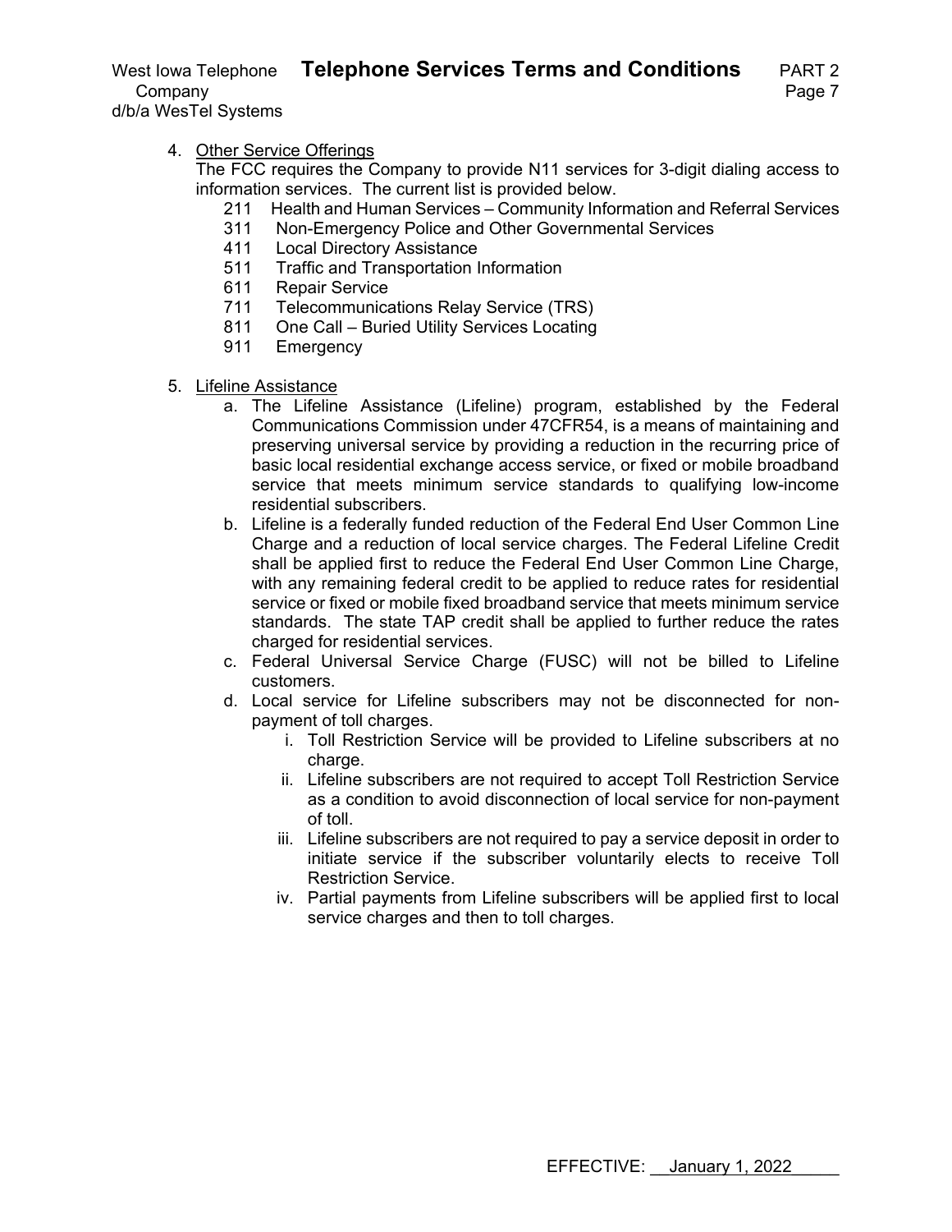4. <u>Other Service Offerings</u>
   The FCC requires the Company to provide N11 services for 3-digit dialing access to information services. The current list is provided below.
   - 211 Health and Human Services – Community Information and Referral Services
   - 311 Non-Emergency Police and Other Governmental Services
   - 411 Local Directory Assistance
   - 511 Traffic and Transportation Information
   - 611 Repair Service
   - 711 Telecommunications Relay Service (TRS)
   - 811 One Call – Buried Utility Services Locating
   - 911 Emergency

5. <u>Lifeline Assistance</u>
   a. The Lifeline Assistance (Lifeline) program, established by the Federal Communications Commission under 47CFR54, is a means of maintaining and preserving universal service by providing a reduction in the recurring price of basic local residential exchange access service, or fixed or mobile broadband service that meets minimum service standards to qualifying low-income residential subscribers.
   b. Lifeline is a federally funded reduction of the Federal End User Common Line Charge and a reduction of local service charges. The Federal Lifeline Credit shall be applied first to reduce the Federal End User Common Line Charge, with any remaining federal credit to be applied to reduce rates for residential service or fixed or mobile fixed broadband service that meets minimum service standards. The state TAP credit shall be applied to further reduce the rates charged for residential services.
   c. Federal Universal Service Charge (FUSC) will not be billed to Lifeline customers.
   d. Local service for Lifeline subscribers may not be disconnected for non-payment of toll charges.
      i. Toll Restriction Service will be provided to Lifeline subscribers at no charge.
      ii. Lifeline subscribers are not required to accept Toll Restriction Service as a condition to avoid disconnection of local service for non-payment of toll.
      iii. Lifeline subscribers are not required to pay a service deposit in order to initiate service if the subscriber voluntarily elects to receive Toll Restriction Service.
      iv. Partial payments from Lifeline subscribers will be applied first to local service charges and then to toll charges.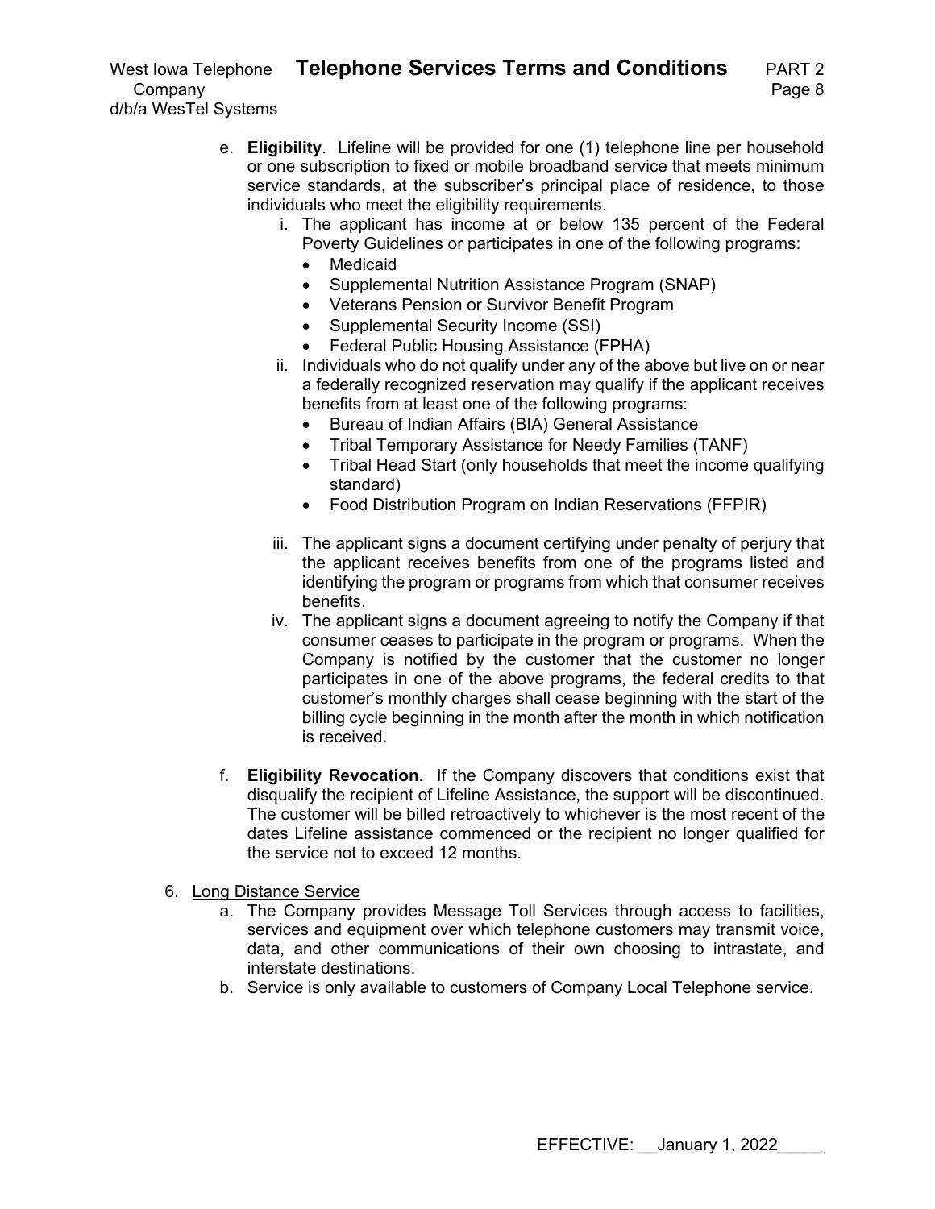e. **Eligibility**. Lifeline will be provided for one (1) telephone line per household or one subscription to fixed or mobile broadband service that meets minimum service standards, at the subscriber's principal place of residence, to those individuals who meet the eligibility requirements.
   i. The applicant has income at or below 135 percent of the Federal Poverty Guidelines or participates in one of the following programs:
      - Medicaid
      - Supplemental Nutrition Assistance Program (SNAP)
      - Veterans Pension or Survivor Benefit Program
      - Supplemental Security Income (SSI)
      - Federal Public Housing Assistance (FPHA)
   ii. Individuals who do not qualify under any of the above but live on or near a federally recognized reservation may qualify if the applicant receives benefits from at least one of the following programs:
      - Bureau of Indian Affairs (BIA) General Assistance
      - Tribal Temporary Assistance for Needy Families (TANF)
      - Tribal Head Start (only households that meet the income qualifying standard)
      - Food Distribution Program on Indian Reservations (FFPIR)
   iii. The applicant signs a document certifying under penalty of perjury that the applicant receives benefits from one of the programs listed and identifying the program or programs from which that consumer receives benefits.
   iv. The applicant signs a document agreeing to notify the Company if that consumer ceases to participate in the program or programs. When the Company is notified by the customer that the customer no longer participates in one of the above programs, the federal credits to that customer's monthly charges shall cease beginning with the start of the billing cycle beginning in the month after the month in which notification is received.

f. **Eligibility Revocation.** If the Company discovers that conditions exist that disqualify the recipient of Lifeline Assistance, the support will be discontinued. The customer will be billed retroactively to whichever is the most recent of the dates Lifeline assistance commenced or the recipient no longer qualified for the service not to exceed 12 months.

6. Long Distance Service
   a. The Company provides Message Toll Services through access to facilities, services and equipment over which telephone customers may transmit voice, data, and other communications of their own choosing to intrastate, and interstate destinations.
   b. Service is only available to customers of Company Local Telephone service.

EFFECTIVE: January 1, 2022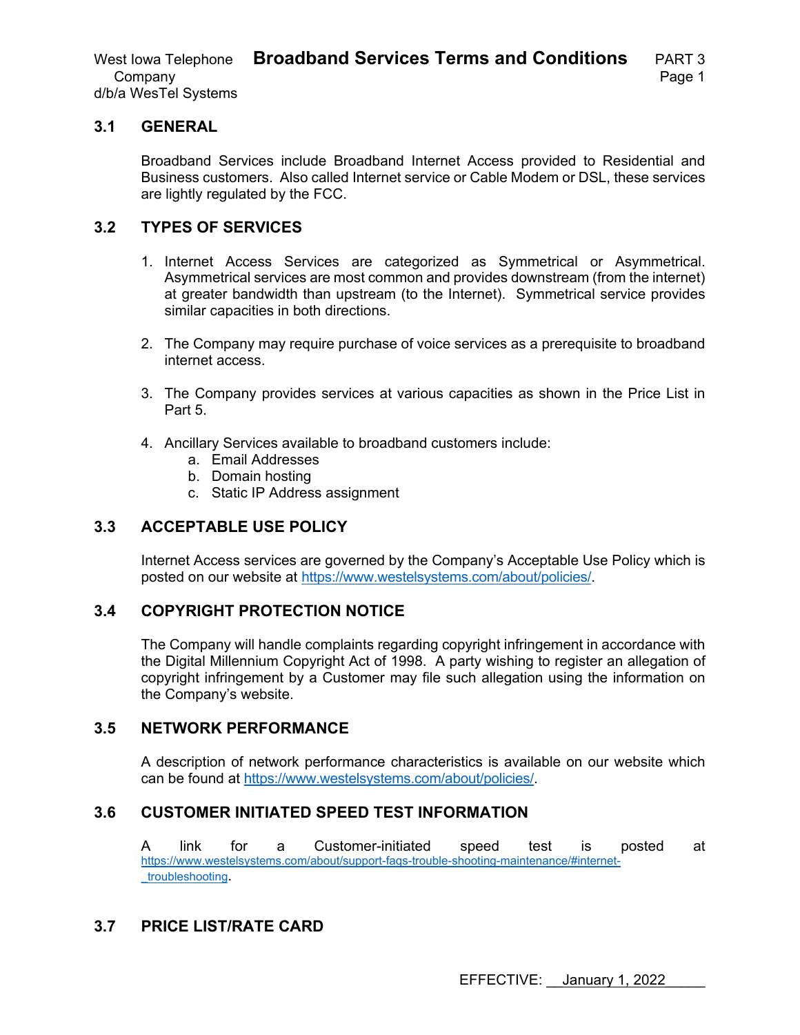## 3.1 GENERAL

Broadband Services include Broadband Internet Access provided to Residential and Business customers. Also called Internet service or Cable Modem or DSL, these services are lightly regulated by the FCC.

## 3.2 TYPES OF SERVICES

1. Internet Access Services are categorized as Symmetrical or Asymmetrical. Asymmetrical services are most common and provides downstream (from the internet) at greater bandwidth than upstream (to the Internet). Symmetrical service provides similar capacities in both directions.

2. The Company may require purchase of voice services as a prerequisite to broadband internet access.

3. The Company provides services at various capacities as shown in the Price List in Part 5.

4. Ancillary Services available to broadband customers include:
   a. Email Addresses
   b. Domain hosting
   c. Static IP Address assignment

## 3.3 ACCEPTABLE USE POLICY

Internet Access services are governed by the Company's Acceptable Use Policy which is posted on our website at https://www.westelsystems.com/about/policies/.

## 3.4 COPYRIGHT PROTECTION NOTICE

The Company will handle complaints regarding copyright infringement in accordance with the Digital Millennium Copyright Act of 1998. A party wishing to register an allegation of copyright infringement by a Customer may file such allegation using the information on the Company's website.

## 3.5 NETWORK PERFORMANCE

A description of network performance characteristics is available on our website which can be found at https://www.westelsystems.com/about/policies/.

## 3.6 CUSTOMER INITIATED SPEED TEST INFORMATION

A link for a Customer-initiated speed test is posted at https://www.westelsystems.com/about/support-faqs-trouble-shooting-maintenance/#internet-_troubleshooting.

## 3.7 PRICE LIST/RATE CARD

EFFECTIVE: January 1, 2022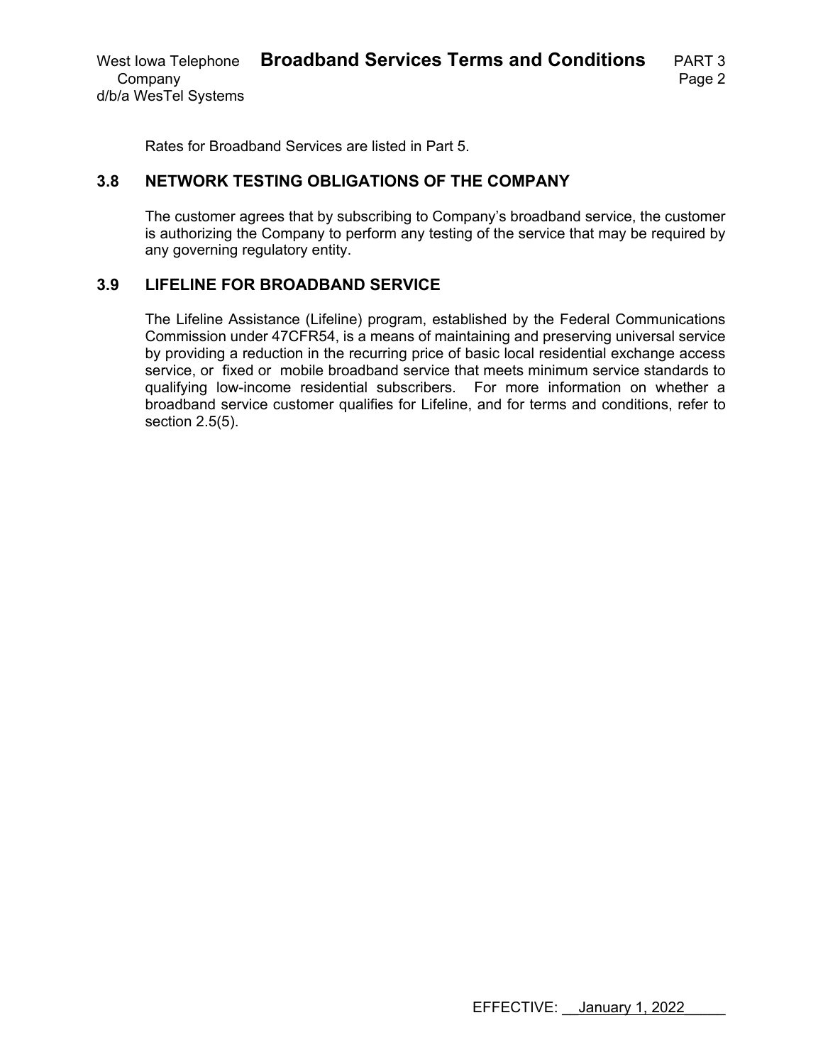Rates for Broadband Services are listed in Part 5.

## 3.8 NETWORK TESTING OBLIGATIONS OF THE COMPANY

The customer agrees that by subscribing to Company's broadband service, the customer is authorizing the Company to perform any testing of the service that may be required by any governing regulatory entity.

## 3.9 LIFELINE FOR BROADBAND SERVICE

The Lifeline Assistance (Lifeline) program, established by the Federal Communications Commission under 47CFR54, is a means of maintaining and preserving universal service by providing a reduction in the recurring price of basic local residential exchange access service, or fixed or mobile broadband service that meets minimum service standards to qualifying low-income residential subscribers. For more information on whether a broadband service customer qualifies for Lifeline, and for terms and conditions, refer to section 2.5(5).

EFFECTIVE: January 1, 2022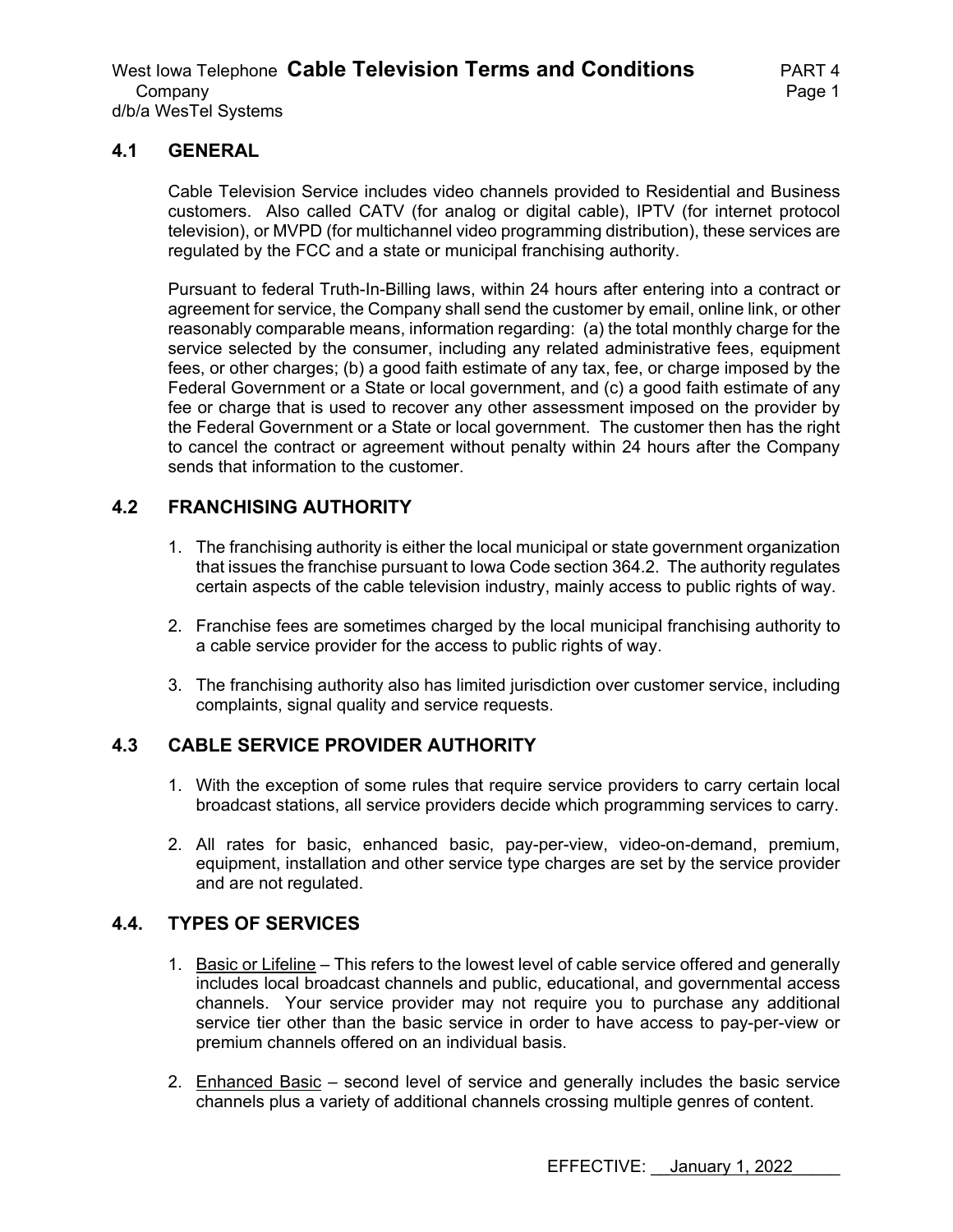## 4.1 GENERAL

Cable Television Service includes video channels provided to Residential and Business customers. Also called CATV (for analog or digital cable), IPTV (for internet protocol television), or MVPD (for multichannel video programming distribution), these services are regulated by the FCC and a state or municipal franchising authority.

Pursuant to federal Truth-In-Billing laws, within 24 hours after entering into a contract or agreement for service, the Company shall send the customer by email, online link, or other reasonably comparable means, information regarding: (a) the total monthly charge for the service selected by the consumer, including any related administrative fees, equipment fees, or other charges; (b) a good faith estimate of any tax, fee, or charge imposed by the Federal Government or a State or local government, and (c) a good faith estimate of any fee or charge that is used to recover any other assessment imposed on the provider by the Federal Government or a State or local government. The customer then has the right to cancel the contract or agreement without penalty within 24 hours after the Company sends that information to the customer.

## 4.2 FRANCHISING AUTHORITY

1. The franchising authority is either the local municipal or state government organization that issues the franchise pursuant to Iowa Code section 364.2. The authority regulates certain aspects of the cable television industry, mainly access to public rights of way.
2. Franchise fees are sometimes charged by the local municipal franchising authority to a cable service provider for the access to public rights of way.
3. The franchising authority also has limited jurisdiction over customer service, including complaints, signal quality and service requests.

## 4.3 CABLE SERVICE PROVIDER AUTHORITY

1. With the exception of some rules that require service providers to carry certain local broadcast stations, all service providers decide which programming services to carry.
2. All rates for basic, enhanced basic, pay-per-view, video-on-demand, premium, equipment, installation and other service type charges are set by the service provider and are not regulated.

## 4.4. TYPES OF SERVICES

1. <u>Basic or Lifeline</u> – This refers to the lowest level of cable service offered and generally includes local broadcast channels and public, educational, and governmental access channels. Your service provider may not require you to purchase any additional service tier other than the basic service in order to have access to pay-per-view or premium channels offered on an individual basis.
2. <u>Enhanced Basic</u> – second level of service and generally includes the basic service channels plus a variety of additional channels crossing multiple genres of content.

EFFECTIVE: January 1, 2022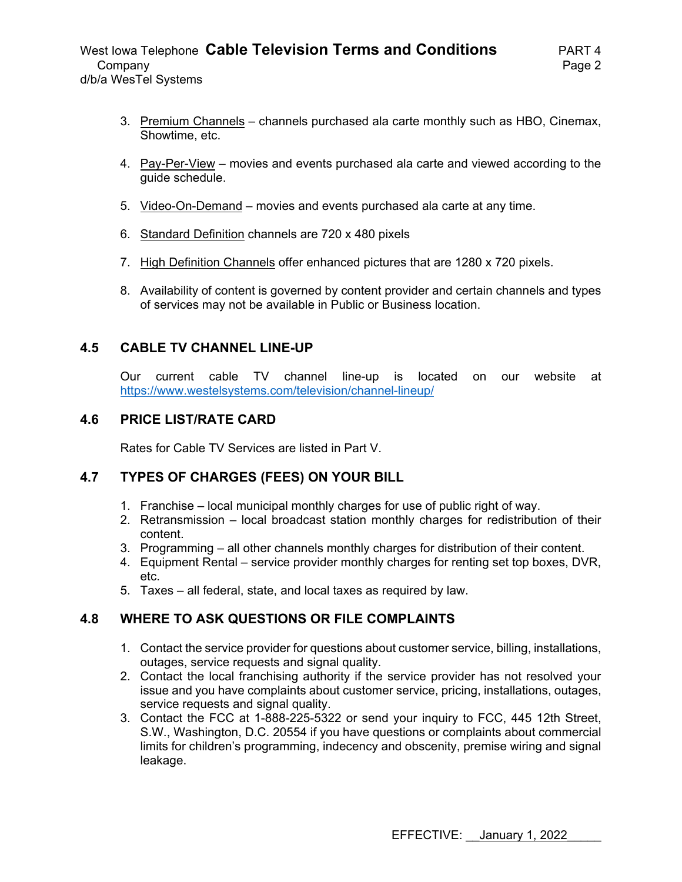3. Premium Channels – channels purchased ala carte monthly such as HBO, Cinemax, Showtime, etc.

4. Pay-Per-View – movies and events purchased ala carte and viewed according to the guide schedule.

5. Video-On-Demand – movies and events purchased ala carte at any time.

6. Standard Definition channels are 720 x 480 pixels

7. High Definition Channels offer enhanced pictures that are 1280 x 720 pixels.

8. Availability of content is governed by content provider and certain channels and types of services may not be available in Public or Business location.

## 4.5 CABLE TV CHANNEL LINE-UP

Our current cable TV channel line-up is located on our website at https://www.westelsystems.com/television/channel-lineup/

## 4.6 PRICE LIST/RATE CARD

Rates for Cable TV Services are listed in Part V.

## 4.7 TYPES OF CHARGES (FEES) ON YOUR BILL

1. Franchise – local municipal monthly charges for use of public right of way.
2. Retransmission – local broadcast station monthly charges for redistribution of their content.
3. Programming – all other channels monthly charges for distribution of their content.
4. Equipment Rental – service provider monthly charges for renting set top boxes, DVR, etc.
5. Taxes – all federal, state, and local taxes as required by law.

## 4.8 WHERE TO ASK QUESTIONS OR FILE COMPLAINTS

1. Contact the service provider for questions about customer service, billing, installations, outages, service requests and signal quality.
2. Contact the local franchising authority if the service provider has not resolved your issue and you have complaints about customer service, pricing, installations, outages, service requests and signal quality.
3. Contact the FCC at 1-888-225-5322 or send your inquiry to FCC, 445 12th Street, S.W., Washington, D.C. 20554 if you have questions or complaints about commercial limits for children's programming, indecency and obscenity, premise wiring and signal leakage.

EFFECTIVE: January 1, 2022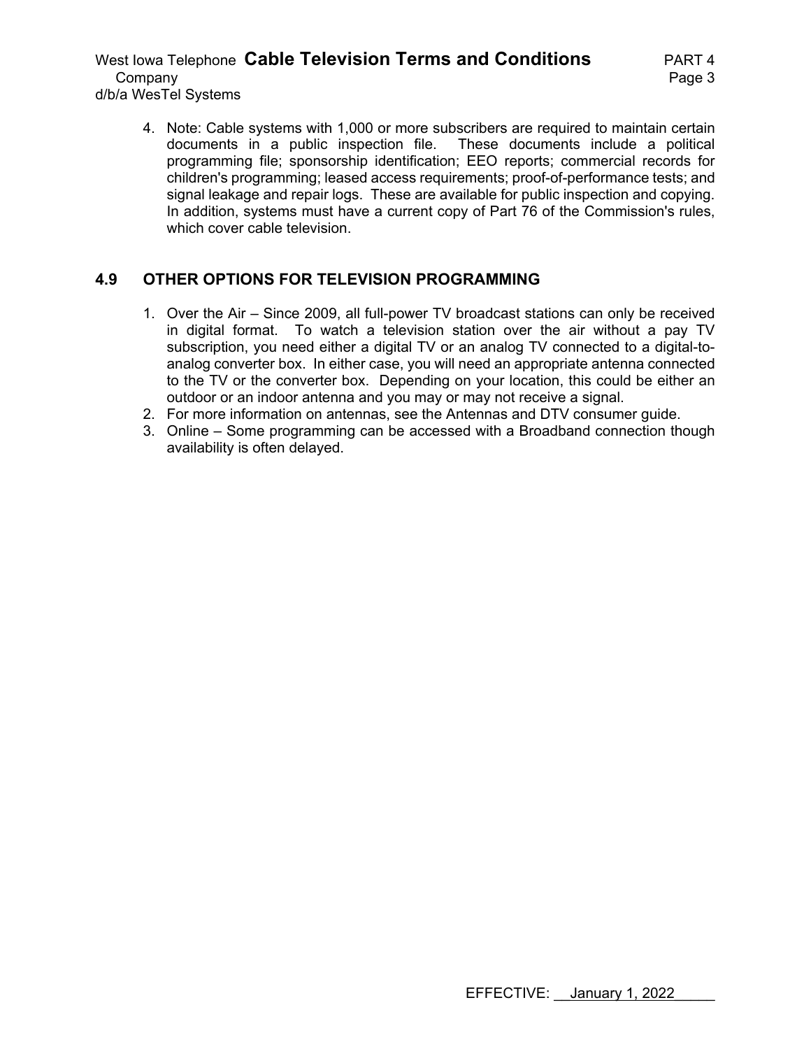4. Note: Cable systems with 1,000 or more subscribers are required to maintain certain documents in a public inspection file. These documents include a political programming file; sponsorship identification; EEO reports; commercial records for children's programming; leased access requirements; proof-of-performance tests; and signal leakage and repair logs. These are available for public inspection and copying. In addition, systems must have a current copy of Part 76 of the Commission's rules, which cover cable television.

## 4.9 OTHER OPTIONS FOR TELEVISION PROGRAMMING

1. Over the Air – Since 2009, all full-power TV broadcast stations can only be received in digital format. To watch a television station over the air without a pay TV subscription, you need either a digital TV or an analog TV connected to a digital-to-analog converter box. In either case, you will need an appropriate antenna connected to the TV or the converter box. Depending on your location, this could be either an outdoor or an indoor antenna and you may or may not receive a signal.
2. For more information on antennas, see the Antennas and DTV consumer guide.
3. Online – Some programming can be accessed with a Broadband connection though availability is often delayed.

EFFECTIVE: January 1, 2022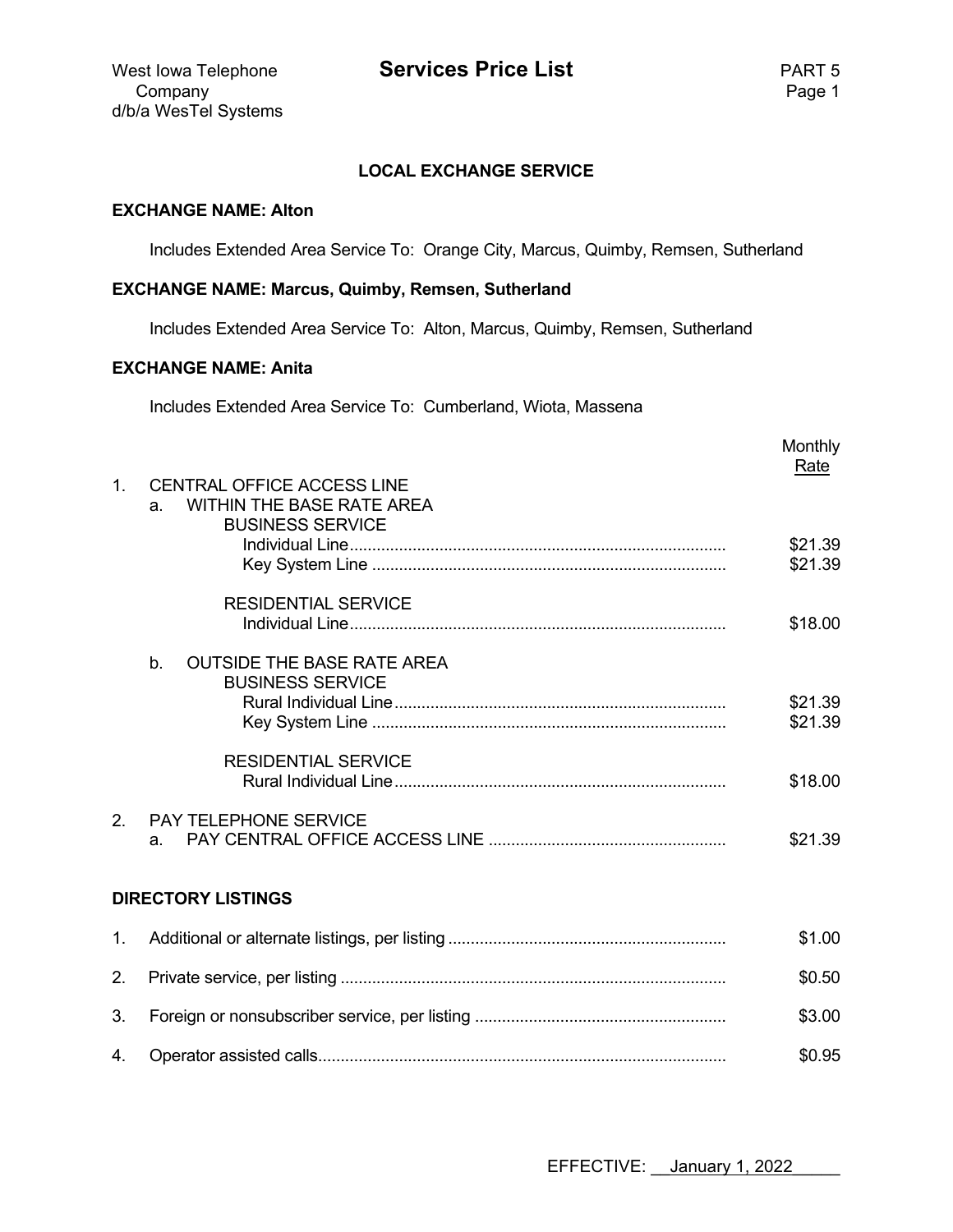# Services Price List

West Iowa Telephone Company
d/b/a WesTel Systems

PART 5

## LOCAL EXCHANGE SERVICE

**EXCHANGE NAME: Alton**

Includes Extended Area Service To: Orange City, Marcus, Quimby, Remsen, Sutherland

**EXCHANGE NAME: Marcus, Quimby, Remsen, Sutherland**

Includes Extended Area Service To: Alton, Marcus, Quimby, Remsen, Sutherland

**EXCHANGE NAME: Anita**

Includes Extended Area Service To: Cumberland, Wiota, Massena

| | Monthly Rate |
|---|---|
| 1. CENTRAL OFFICE ACCESS LINE | |
| a. WITHIN THE BASE RATE AREA | |
| BUSINESS SERVICE | |
| Individual Line | $21.39 |
| Key System Line | $21.39 |
| RESIDENTIAL SERVICE | |
| Individual Line | $18.00 |
| b. OUTSIDE THE BASE RATE AREA | |
| BUSINESS SERVICE | |
| Rural Individual Line | $21.39 |
| Key System Line | $21.39 |
| RESIDENTIAL SERVICE | |
| Rural Individual Line | $18.00 |
| 2. PAY TELEPHONE SERVICE | |
| a. PAY CENTRAL OFFICE ACCESS LINE | $21.39 |

## DIRECTORY LISTINGS

| | |
|---|---|
| 1. Additional or alternate listings, per listing | $1.00 |
| 2. Private service, per listing | $0.50 |
| 3. Foreign or nonsubscriber service, per listing | $3.00 |
| 4. Operator assisted calls | $0.95 |

EFFECTIVE: January 1, 2022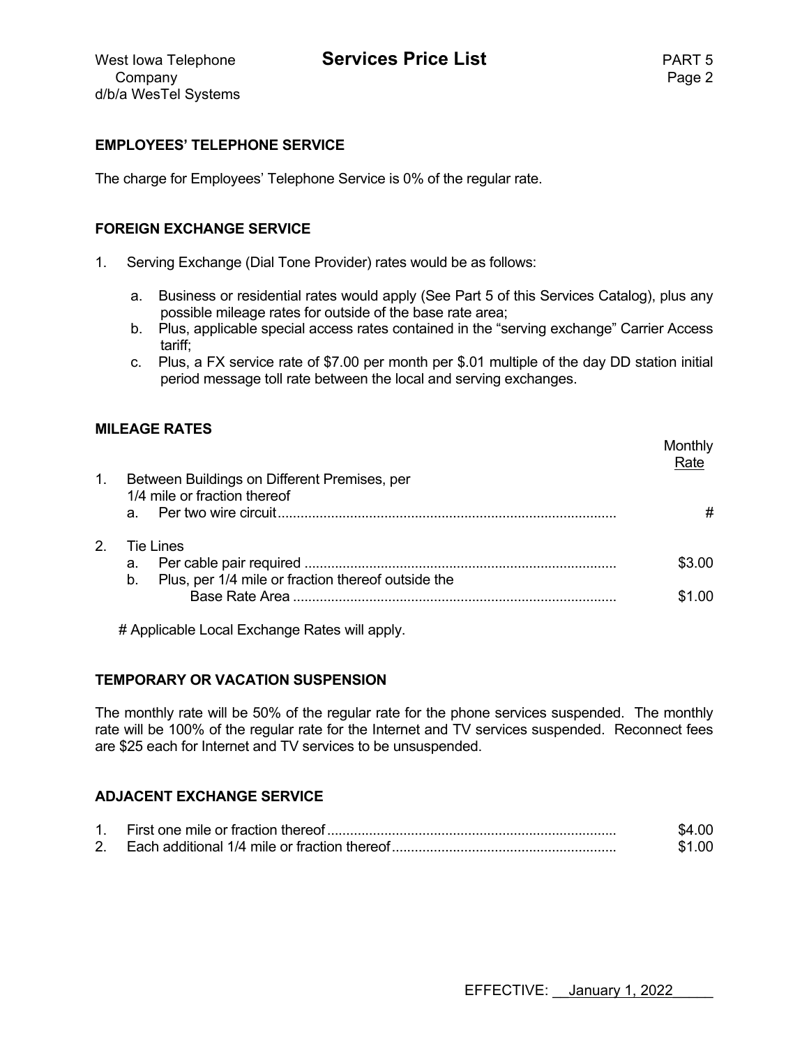## EMPLOYEES' TELEPHONE SERVICE

The charge for Employees' Telephone Service is 0% of the regular rate.

## FOREIGN EXCHANGE SERVICE

1. Serving Exchange (Dial Tone Provider) rates would be as follows:

   a. Business or residential rates would apply (See Part 5 of this Services Catalog), plus any possible mileage rates for outside of the base rate area;

   b. Plus, applicable special access rates contained in the "serving exchange" Carrier Access tariff;

   c. Plus, a FX service rate of $7.00 per month per $.01 multiple of the day DD station initial period message toll rate between the local and serving exchanges.

## MILEAGE RATES

| | Monthly Rate |
|---|---|
| 1. Between Buildings on Different Premises, per 1/4 mile or fraction thereof | |
| a. Per two wire circuit | # |
| 2. Tie Lines | |
| a. Per cable pair required | $3.00 |
| b. Plus, per 1/4 mile or fraction thereof outside the Base Rate Area | $1.00 |

# Applicable Local Exchange Rates will apply.

## TEMPORARY OR VACATION SUSPENSION

The monthly rate will be 50% of the regular rate for the phone services suspended. The monthly rate will be 100% of the regular rate for the Internet and TV services suspended. Reconnect fees are $25 each for Internet and TV services to be unsuspended.

## ADJACENT EXCHANGE SERVICE

| | |
|---|---|
| 1. First one mile or fraction thereof | $4.00 |
| 2. Each additional 1/4 mile or fraction thereof | $1.00 |

EFFECTIVE: January 1, 2022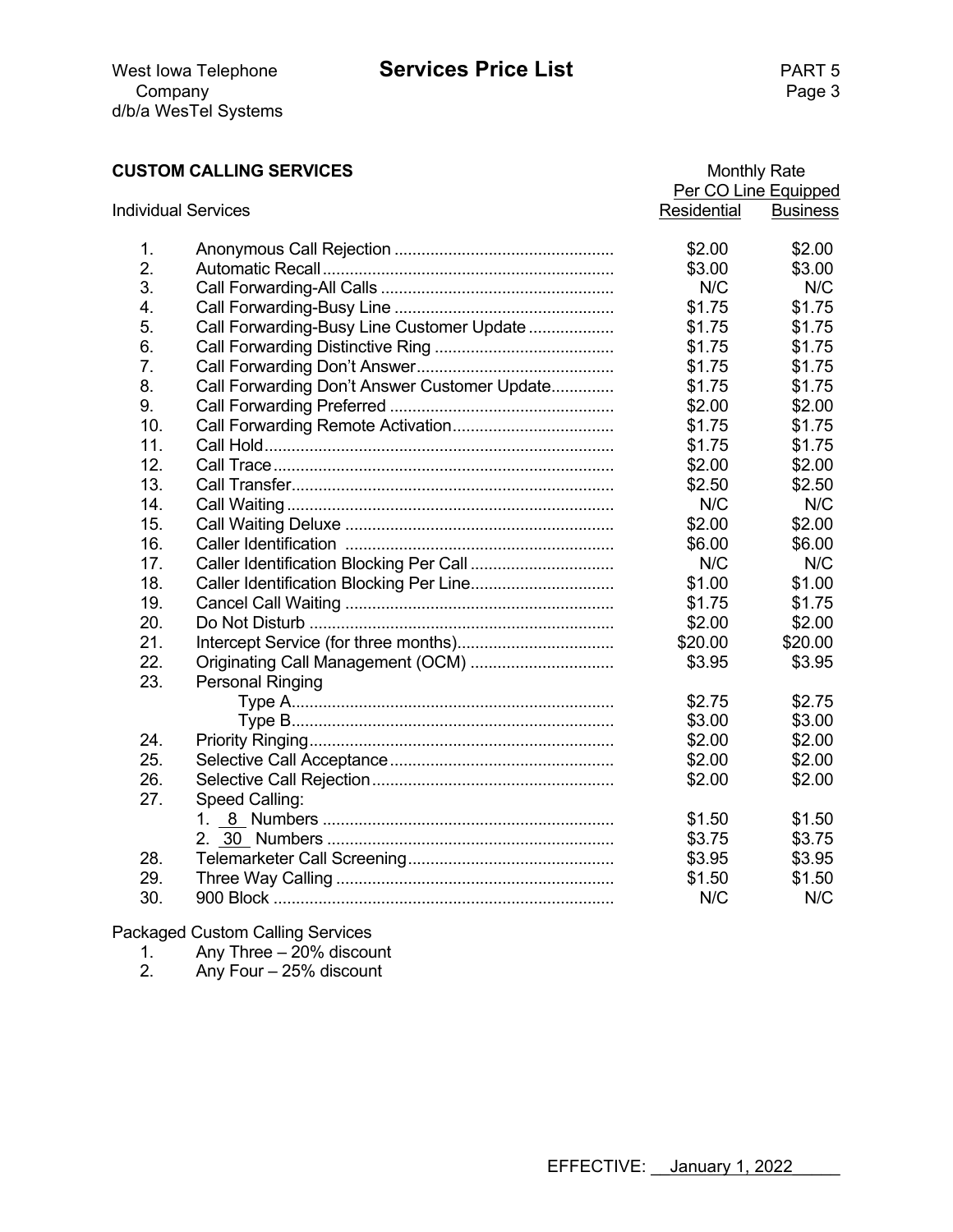West Iowa Telephone Company
d/b/a WesTel Systems

# Services Price List

PART 5

## CUSTOM CALLING SERVICES

| Individual Services | | Monthly Rate Per CO Line Equipped Residential | Business |
|---|---|---|---|
| 1. | Anonymous Call Rejection | $2.00 | $2.00 |
| 2. | Automatic Recall | $3.00 | $3.00 |
| 3. | Call Forwarding-All Calls | N/C | N/C |
| 4. | Call Forwarding-Busy Line | $1.75 | $1.75 |
| 5. | Call Forwarding-Busy Line Customer Update | $1.75 | $1.75 |
| 6. | Call Forwarding Distinctive Ring | $1.75 | $1.75 |
| 7. | Call Forwarding Don't Answer | $1.75 | $1.75 |
| 8. | Call Forwarding Don't Answer Customer Update | $1.75 | $1.75 |
| 9. | Call Forwarding Preferred | $2.00 | $2.00 |
| 10. | Call Forwarding Remote Activation | $1.75 | $1.75 |
| 11. | Call Hold | $1.75 | $1.75 |
| 12. | Call Trace | $2.00 | $2.00 |
| 13. | Call Transfer | $2.50 | $2.50 |
| 14. | Call Waiting | N/C | N/C |
| 15. | Call Waiting Deluxe | $2.00 | $2.00 |
| 16. | Caller Identification | $6.00 | $6.00 |
| 17. | Caller Identification Blocking Per Call | N/C | N/C |
| 18. | Caller Identification Blocking Per Line | $1.00 | $1.00 |
| 19. | Cancel Call Waiting | $1.75 | $1.75 |
| 20. | Do Not Disturb | $2.00 | $2.00 |
| 21. | Intercept Service (for three months) | $20.00 | $20.00 |
| 22. | Originating Call Management (OCM) | $3.95 | $3.95 |
| 23. | Personal Ringing | | |
| | Type A | $2.75 | $2.75 |
| | Type B | $3.00 | $3.00 |
| 24. | Priority Ringing | $2.00 | $2.00 |
| 25. | Selective Call Acceptance | $2.00 | $2.00 |
| 26. | Selective Call Rejection | $2.00 | $2.00 |
| 27. | Speed Calling: | | |
| | 1. 8 Numbers | $1.50 | $1.50 |
| | 2. 30 Numbers | $3.75 | $3.75 |
| 28. | Telemarketer Call Screening | $3.95 | $3.95 |
| 29. | Three Way Calling | $1.50 | $1.50 |
| 30. | 900 Block | N/C | N/C |

Packaged Custom Calling Services

1. Any Three – 20% discount
2. Any Four – 25% discount

EFFECTIVE: January 1, 2022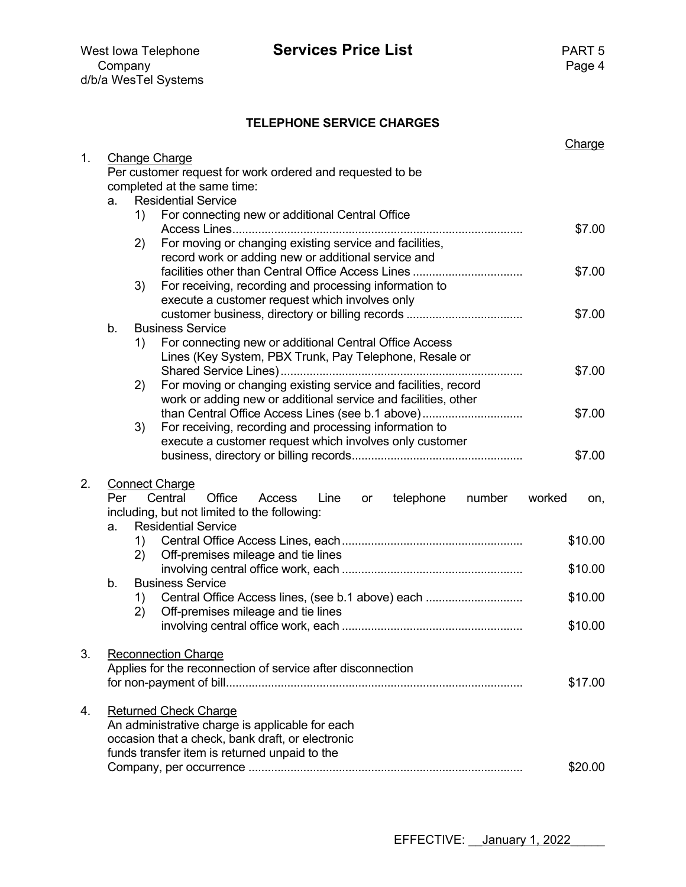## TELEPHONE SERVICE CHARGES

| | Charge |
|---|---|
| 1. Change Charge<br>Per customer request for work ordered and requested to be completed at the same time: | |
| a. Residential Service | |
| 1) For connecting new or additional Central Office Access Lines | $7.00 |
| 2) For moving or changing existing service and facilities, record work or adding new or additional service and facilities other than Central Office Access Lines | $7.00 |
| 3) For receiving, recording and processing information to execute a customer request which involves only customer business, directory or billing records | $7.00 |
| b. Business Service | |
| 1) For connecting new or additional Central Office Access Lines (Key System, PBX Trunk, Pay Telephone, Resale or Shared Service Lines) | $7.00 |
| 2) For moving or changing existing service and facilities, record work or adding new or additional service and facilities, other than Central Office Access Lines (see b.1 above) | $7.00 |
| 3) For receiving, recording and processing information to execute a customer request which involves only customer business, directory or billing records | $7.00 |
| 2. Connect Charge<br>Per Central Office Access Line or telephone number worked on, including, but not limited to the following: | |
| a. Residential Service | |
| 1) Central Office Access Lines, each | $10.00 |
| 2) Off-premises mileage and tie lines involving central office work, each | $10.00 |
| b. Business Service | |
| 1) Central Office Access lines, (see b.1 above) each | $10.00 |
| 2) Off-premises mileage and tie lines involving central office work, each | $10.00 |
| 3. Reconnection Charge<br>Applies for the reconnection of service after disconnection for non-payment of bill | $17.00 |
| 4. Returned Check Charge<br>An administrative charge is applicable for each occasion that a check, bank draft, or electronic funds transfer item is returned unpaid to the Company, per occurrence | $20.00 |

EFFECTIVE: January 1, 2022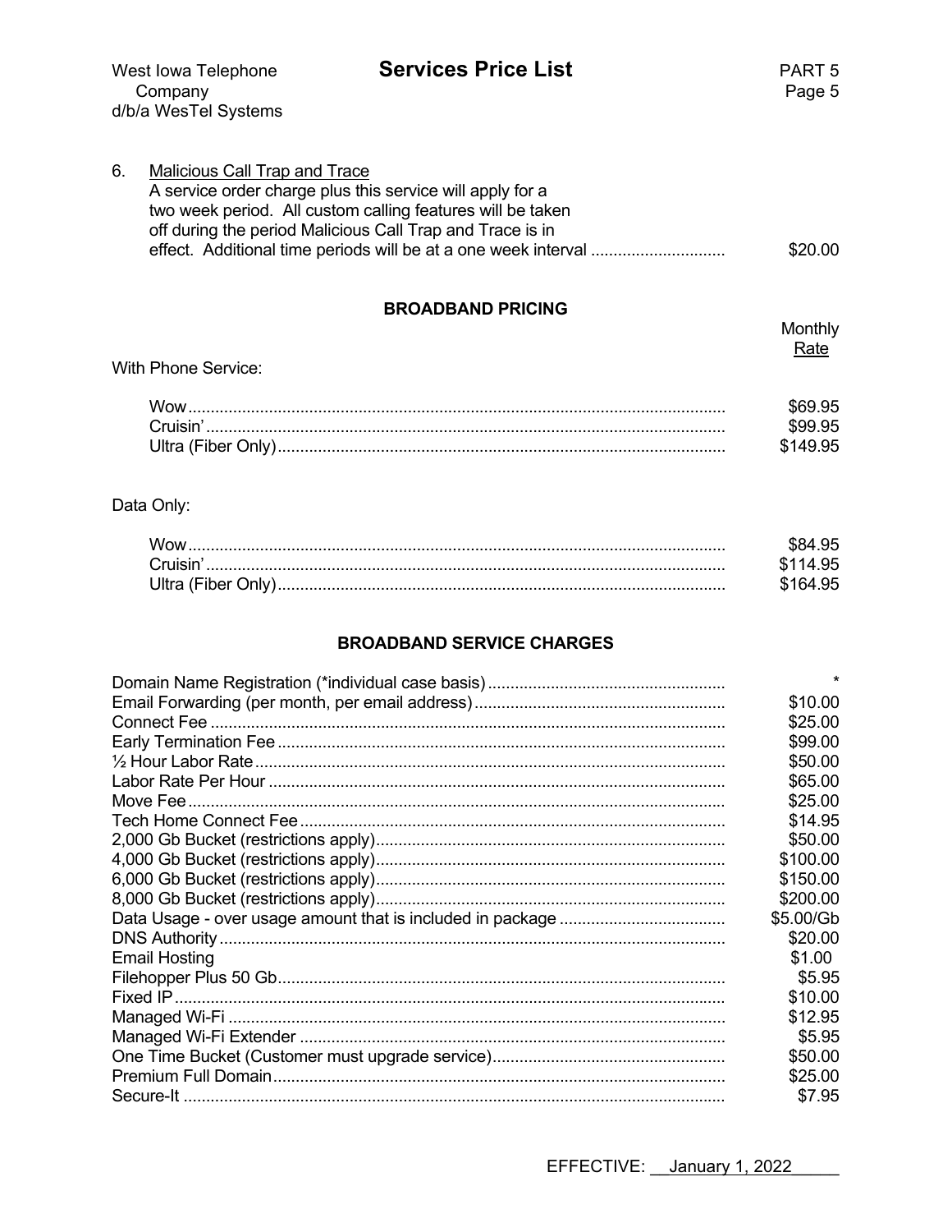6. Malicious Call Trap and Trace
   A service order charge plus this service will apply for a two week period. All custom calling features will be taken off during the period Malicious Call Trap and Trace is in effect. Additional time periods will be at a one week interval ............................. $20.00

## BROADBAND PRICING

With Phone Service:

| | Monthly Rate |
|---|---|
| Wow | $69.95 |
| Cruisin' | $99.95 |
| Ultra (Fiber Only) | $149.95 |

Data Only:

| | Monthly Rate |
|---|---|
| Wow | $84.95 |
| Cruisin' | $114.95 |
| Ultra (Fiber Only) | $164.95 |

## BROADBAND SERVICE CHARGES

| | |
|---|---|
| Domain Name Registration (*individual case basis) | * |
| Email Forwarding (per month, per email address) | $10.00 |
| Connect Fee | $25.00 |
| Early Termination Fee | $99.00 |
| ½ Hour Labor Rate | $50.00 |
| Labor Rate Per Hour | $65.00 |
| Move Fee | $25.00 |
| Tech Home Connect Fee | $14.95 |
| 2,000 Gb Bucket (restrictions apply) | $50.00 |
| 4,000 Gb Bucket (restrictions apply) | $100.00 |
| 6,000 Gb Bucket (restrictions apply) | $150.00 |
| 8,000 Gb Bucket (restrictions apply) | $200.00 |
| Data Usage - over usage amount that is included in package | $5.00/Gb |
| DNS Authority | $20.00 |
| Email Hosting | $1.00 |
| Filehopper Plus 50 Gb | $5.95 |
| Fixed IP | $10.00 |
| Managed Wi-Fi | $12.95 |
| Managed Wi-Fi Extender | $5.95 |
| One Time Bucket (Customer must upgrade service) | $50.00 |
| Premium Full Domain | $25.00 |
| Secure-It | $7.95 |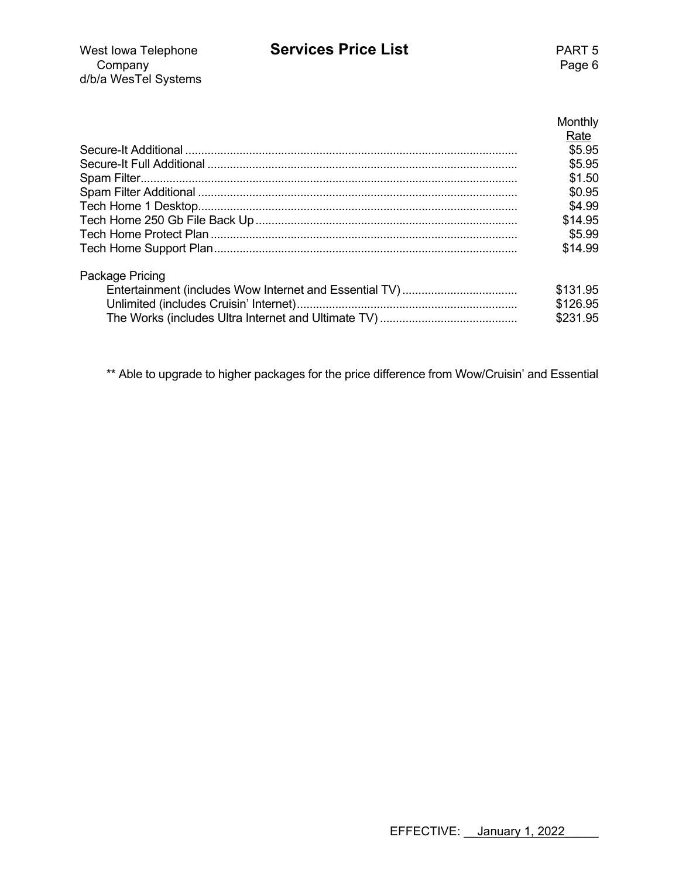| | Monthly Rate |
|---|---|
| Secure-It Additional | $5.95 |
| Secure-It Full Additional | $5.95 |
| Spam Filter | $1.50 |
| Spam Filter Additional | $0.95 |
| Tech Home 1 Desktop | $4.99 |
| Tech Home 250 Gb File Back Up | $14.95 |
| Tech Home Protect Plan | $5.99 |
| Tech Home Support Plan | $14.99 |
| **Package Pricing** | |
| Entertainment (includes Wow Internet and Essential TV) | $131.95 |
| Unlimited (includes Cruisin' Internet) | $126.95 |
| The Works (includes Ultra Internet and Ultimate TV) | $231.95 |

** Able to upgrade to higher packages for the price difference from Wow/Cruisin' and Essential

EFFECTIVE: January 1, 2022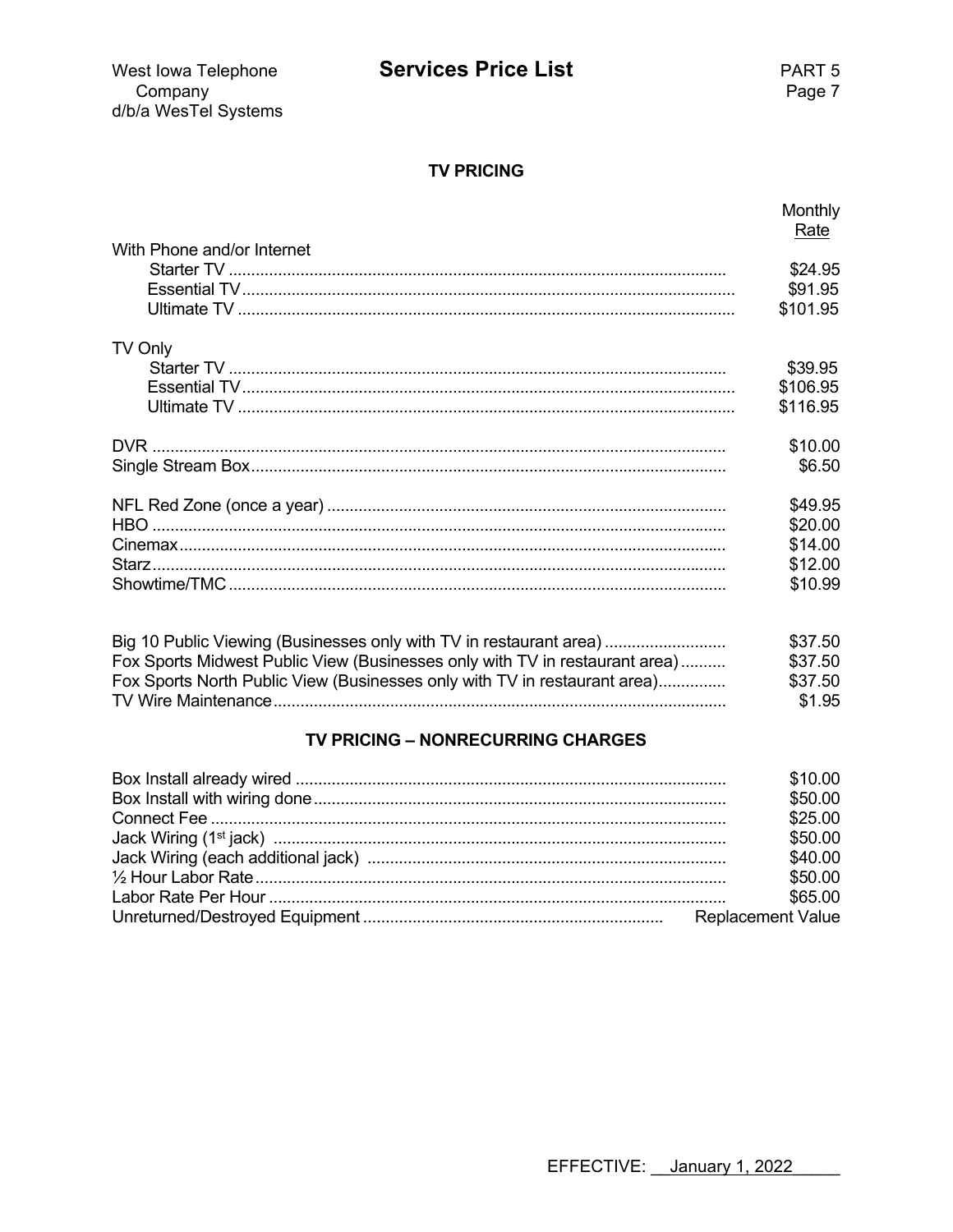West Iowa Telephone Company
d/b/a WesTel Systems

# Services Price List

PART 5

## TV PRICING

| | Monthly Rate |
|---|---|
| **With Phone and/or Internet** | |
| Starter TV | $24.95 |
| Essential TV | $91.95 |
| Ultimate TV | $101.95 |
| **TV Only** | |
| Starter TV | $39.95 |
| Essential TV | $106.95 |
| Ultimate TV | $116.95 |
| DVR | $10.00 |
| Single Stream Box | $6.50 |
| NFL Red Zone (once a year) | $49.95 |
| HBO | $20.00 |
| Cinemax | $14.00 |
| Starz | $12.00 |
| Showtime/TMC | $10.99 |
| Big 10 Public Viewing (Businesses only with TV in restaurant area) | $37.50 |
| Fox Sports Midwest Public View (Businesses only with TV in restaurant area) | $37.50 |
| Fox Sports North Public View (Businesses only with TV in restaurant area) | $37.50 |
| TV Wire Maintenance | $1.95 |

## TV PRICING – NONRECURRING CHARGES

| | |
|---|---|
| Box Install already wired | $10.00 |
| Box Install with wiring done | $50.00 |
| Connect Fee | $25.00 |
| Jack Wiring (1st jack) | $50.00 |
| Jack Wiring (each additional jack) | $40.00 |
| ½ Hour Labor Rate | $50.00 |
| Labor Rate Per Hour | $65.00 |
| Unreturned/Destroyed Equipment | Replacement Value |

EFFECTIVE: January 1, 2022